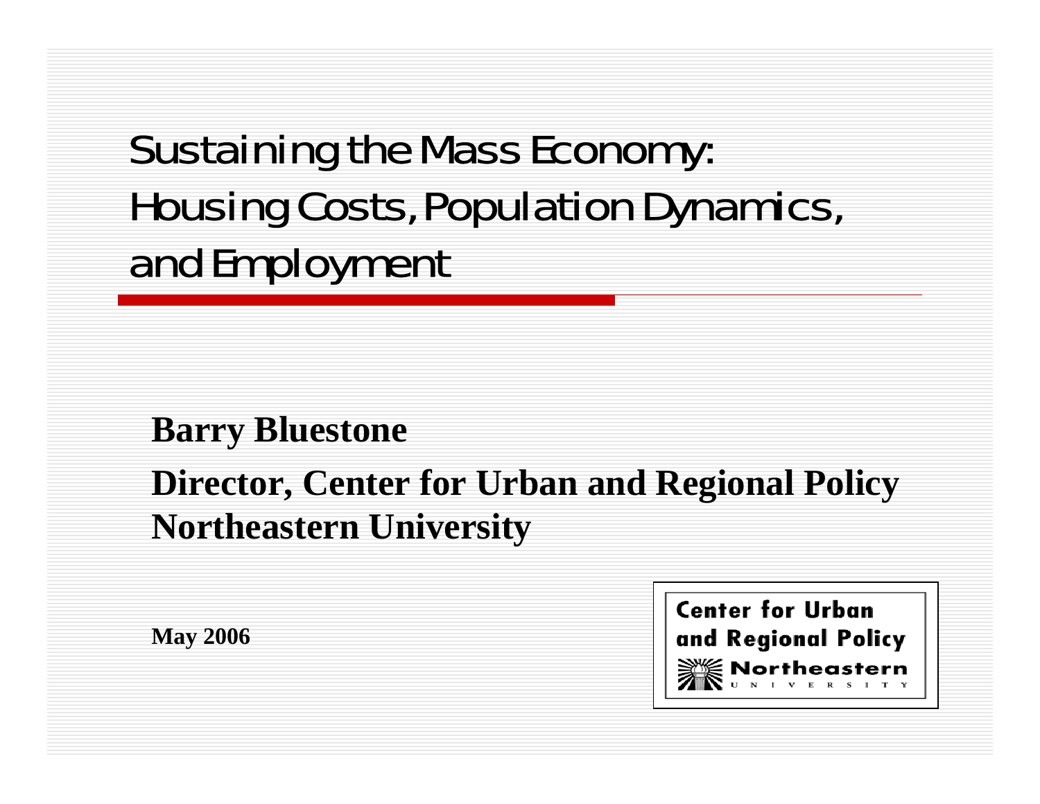# Sustaining the Mass Economy: Housing Costs, Population Dynamics, and Employment

**Barry Bluestone**

**Director, Center for Urban and Regional Policy**
**Northeastern University**

**May 2006**

Center for Urban and Regional Policy
Northeastern University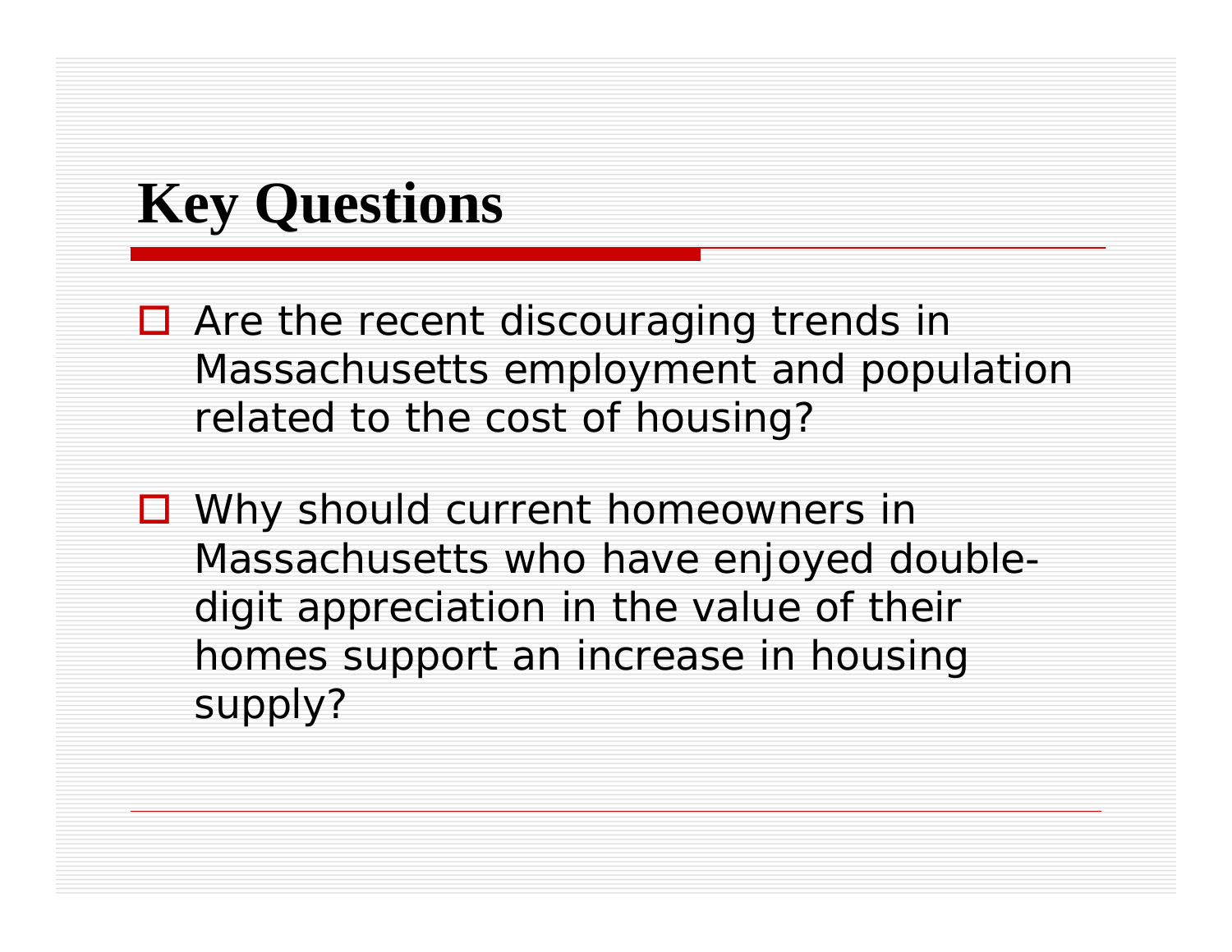# Key Questions

- Are the recent discouraging trends in Massachusetts employment and population related to the cost of housing?
- Why should current homeowners in Massachusetts who have enjoyed double-digit appreciation in the value of their homes support an increase in housing supply?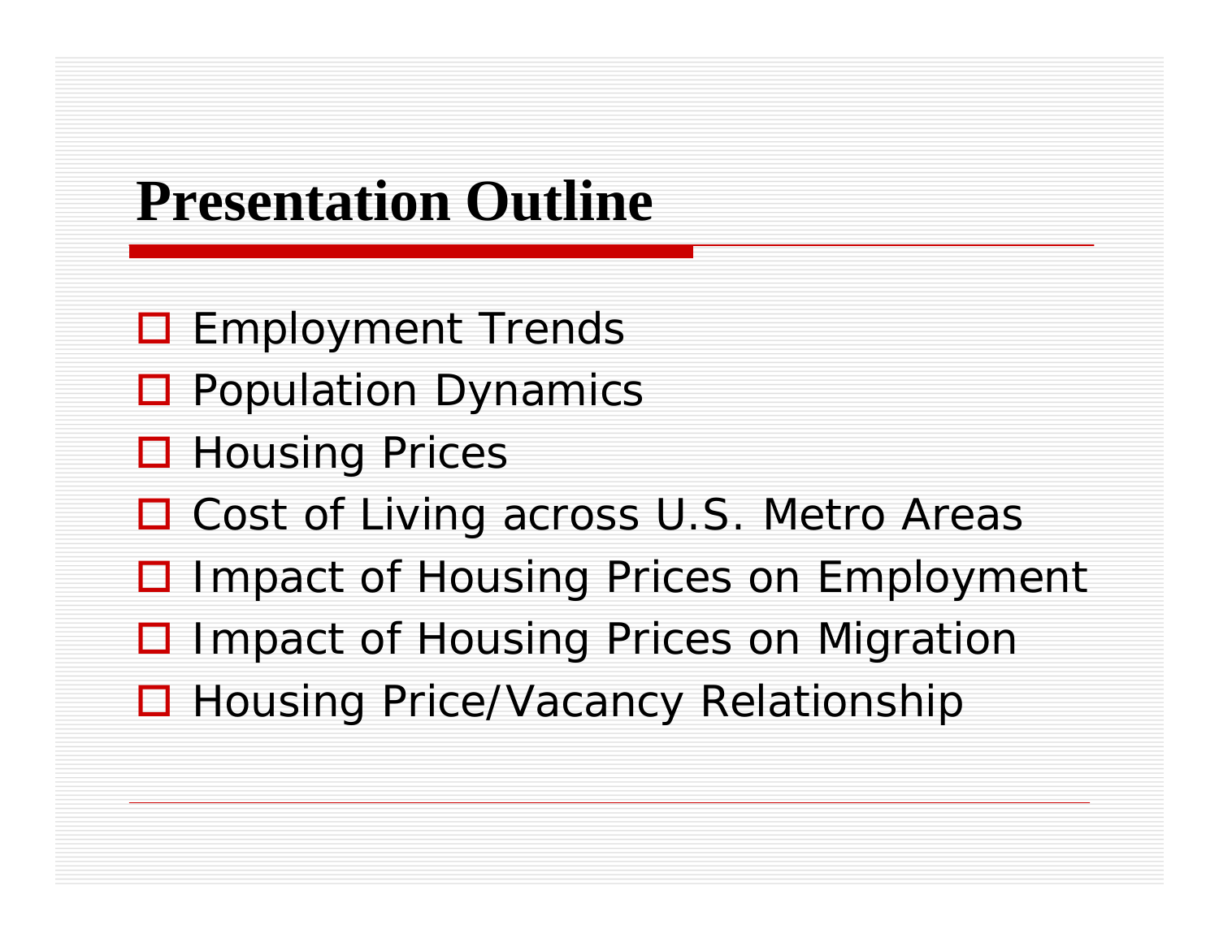# Presentation Outline

- Employment Trends
- Population Dynamics
- Housing Prices
- Cost of Living across U.S. Metro Areas
- Impact of Housing Prices on Employment
- Impact of Housing Prices on Migration
- Housing Price/Vacancy Relationship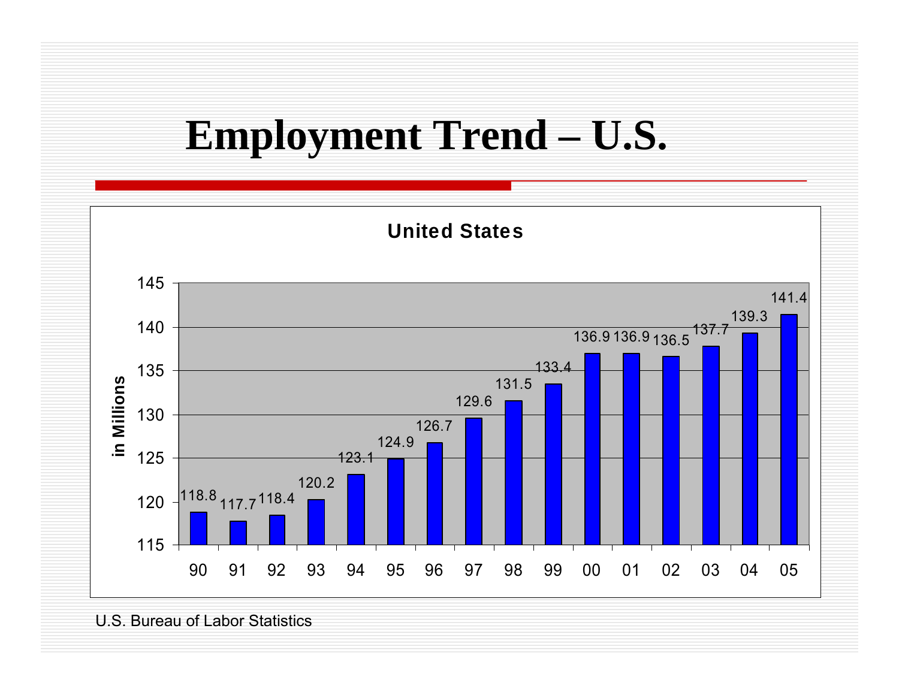# Employment Trend – U.S.

**United States**

| Year | Employment (in Millions) |
|---|---|
| 90 | 118.8 |
| 91 | 117.7 |
| 92 | 118.4 |
| 93 | 120.2 |
| 94 | 123.1 |
| 95 | 124.9 |
| 96 | 126.7 |
| 97 | 129.6 |
| 98 | 131.5 |
| 99 | 133.4 |
| 00 | 136.9 |
| 01 | 136.9 |
| 02 | 136.5 |
| 03 | 137.7 |
| 04 | 139.3 |
| 05 | 141.4 |

U.S. Bureau of Labor Statistics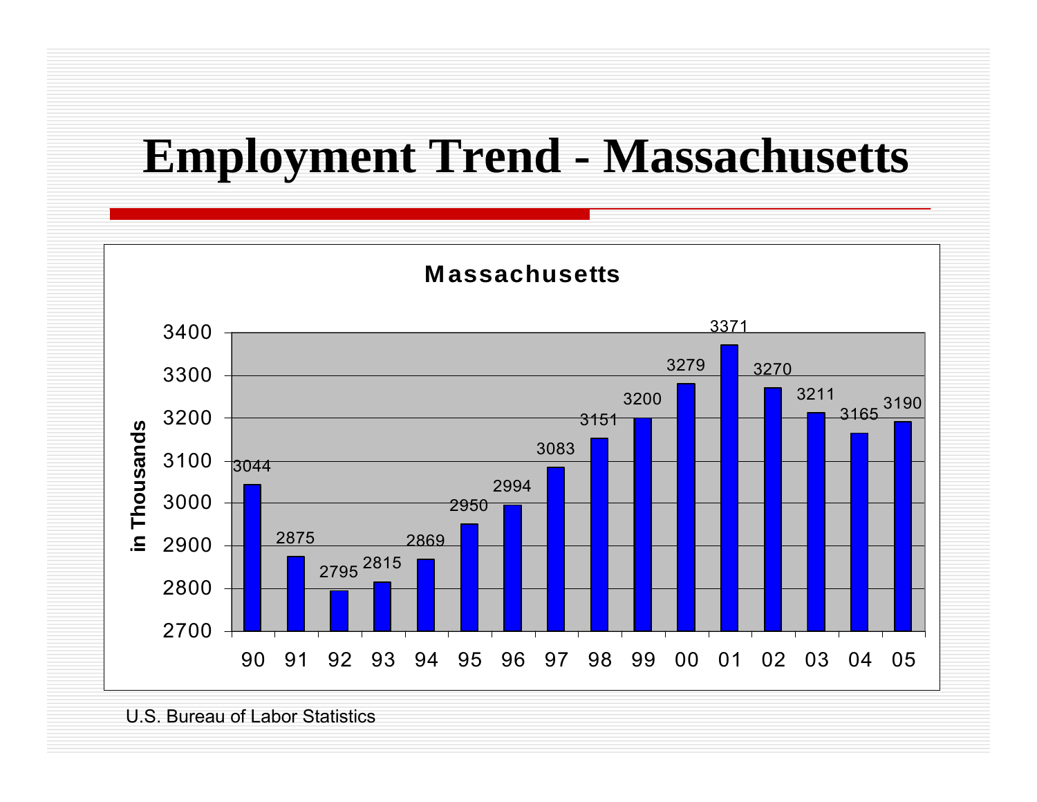# Employment Trend - Massachusetts

**Massachusetts**

| Year | Employment (in Thousands) |
| --- | --- |
| 90 | 3044 |
| 91 | 2875 |
| 92 | 2795 |
| 93 | 2815 |
| 94 | 2869 |
| 95 | 2950 |
| 96 | 2994 |
| 97 | 3083 |
| 98 | 3151 |
| 99 | 3200 |
| 00 | 3279 |
| 01 | 3371 |
| 02 | 3270 |
| 03 | 3211 |
| 04 | 3165 |
| 05 | 3190 |

U.S. Bureau of Labor Statistics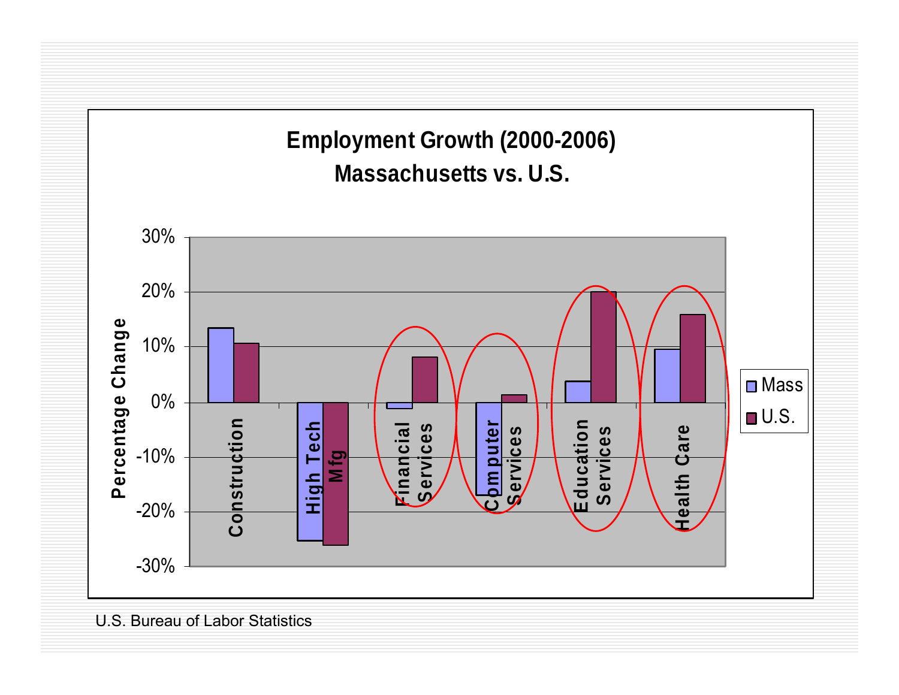## Employment Growth (2000-2006)
## Massachusetts vs. U.S.

| Sector | Mass | U.S. |
|---|---|---|
| Construction | 13% | 11% |
| High Tech Mfg | -25% | -26% |
| Financial Services | -1% | 8% |
| Computer Services | -17% | 1% |
| Education Services | 4% | 20% |
| Health Care | 10% | 16% |

U.S. Bureau of Labor Statistics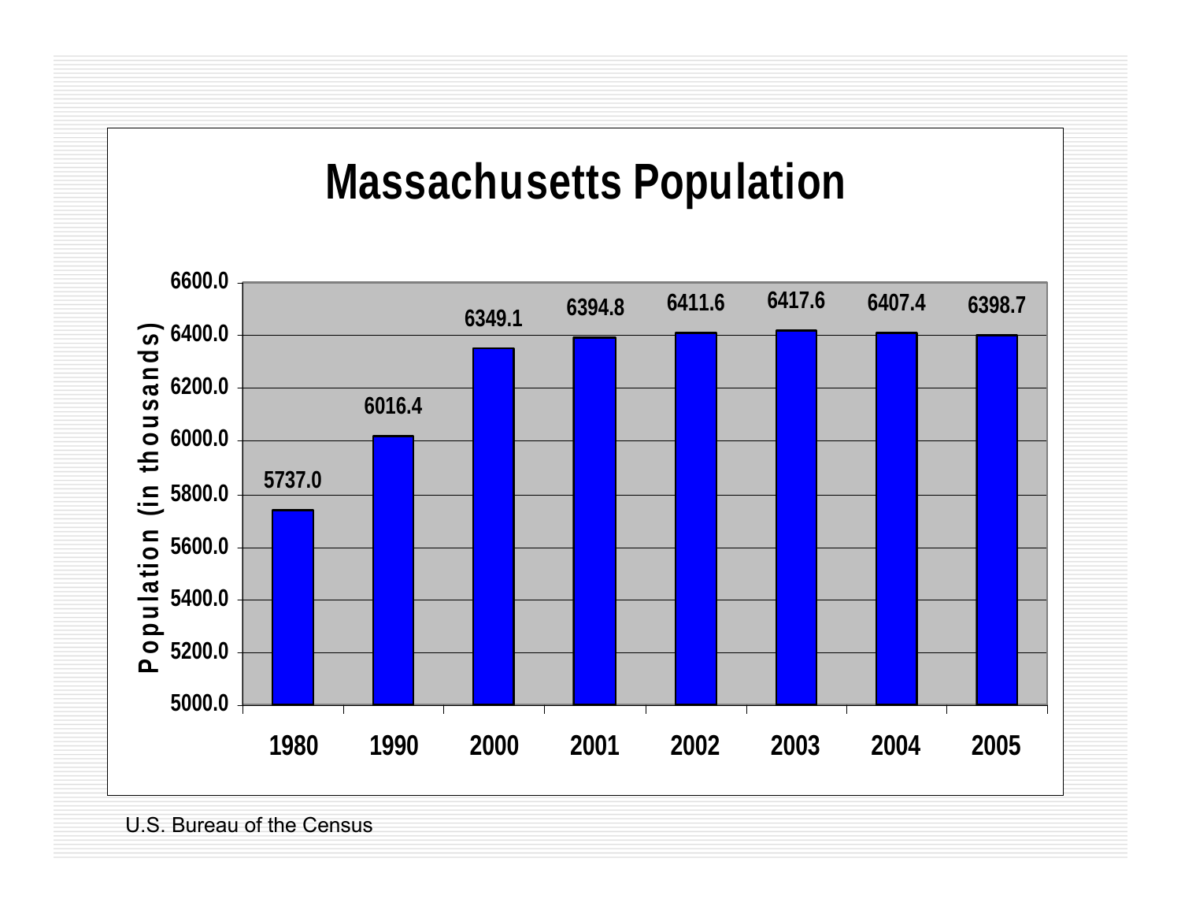# Massachusetts Population

| Year | Population (in thousands) |
|---|---|
| 1980 | 5737.0 |
| 1990 | 6016.4 |
| 2000 | 6349.1 |
| 2001 | 6394.8 |
| 2002 | 6411.6 |
| 2003 | 6417.6 |
| 2004 | 6407.4 |
| 2005 | 6398.7 |

U.S. Bureau of the Census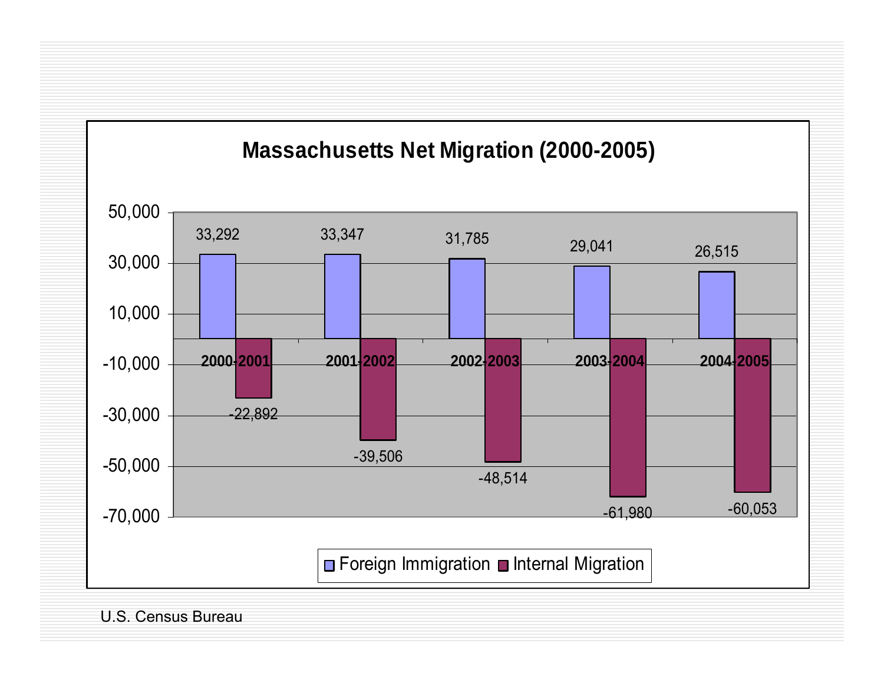## Massachusetts Net Migration (2000-2005)

| Period | Foreign Immigration | Internal Migration |
| --- | --- | --- |
| 2000-2001 | 33,292 | -22,892 |
| 2001-2002 | 33,347 | -39,506 |
| 2002-2003 | 31,785 | -48,514 |
| 2003-2004 | 29,041 | -61,980 |
| 2004-2005 | 26,515 | -60,053 |

U.S. Census Bureau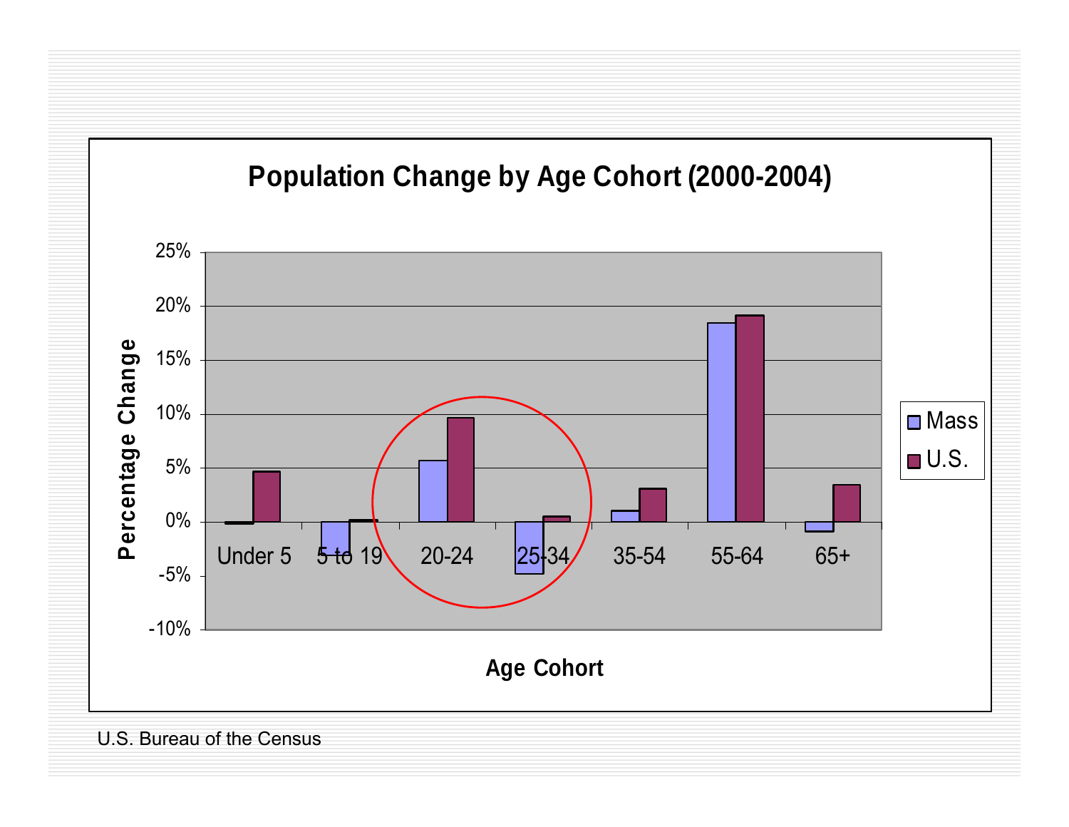# Population Change by Age Cohort (2000-2004)

| Age Cohort | Mass | U.S. |
|---|---|---|
| Under 5 | | |
| 5 to 19 | | |
| 20-24 | | |
| 25-34 | | |
| 35-54 | | |
| 55-64 | | |
| 65+ | | |

Percentage Change (-10% to 25%)

U.S. Bureau of the Census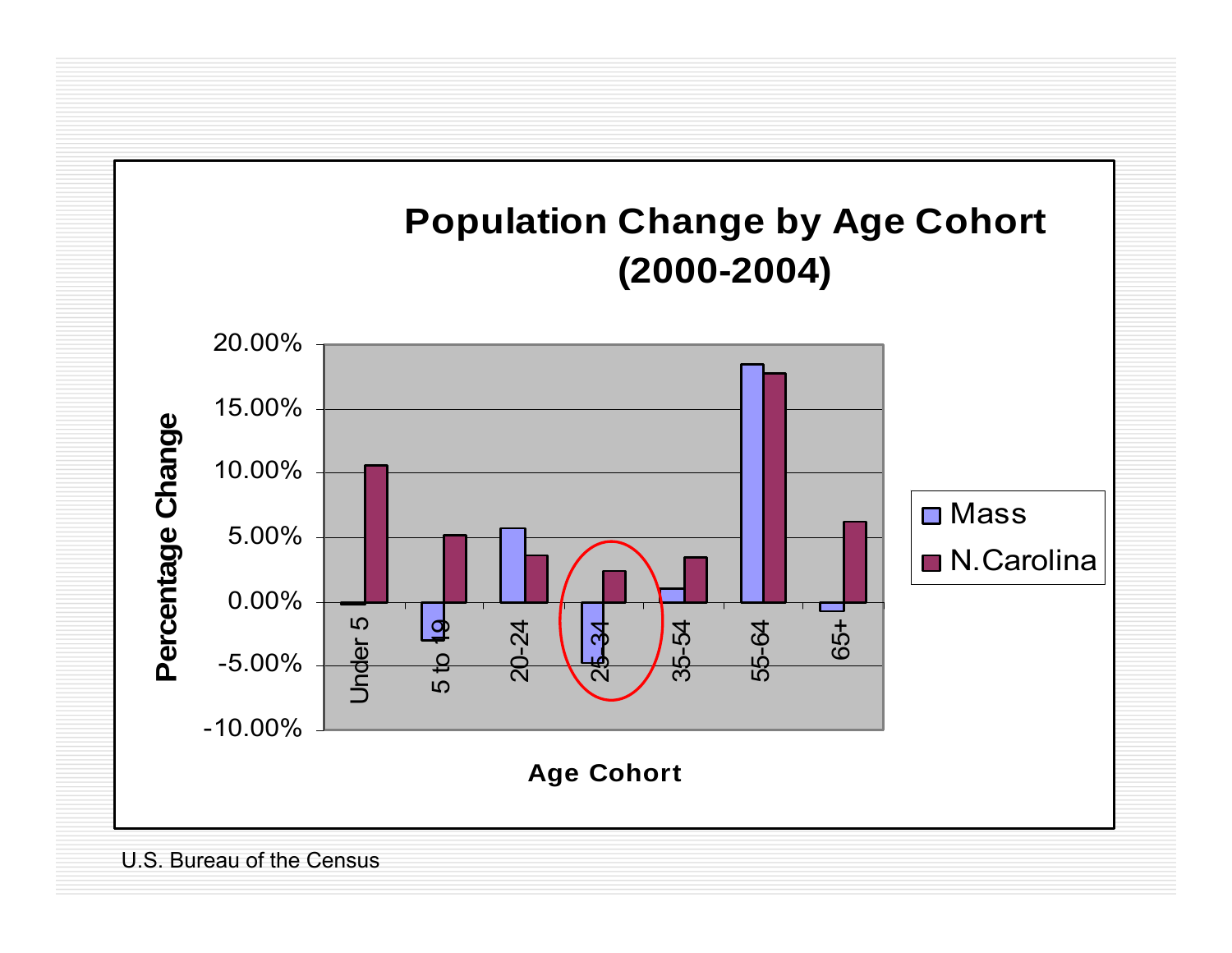## Population Change by Age Cohort (2000-2004)

| Age Cohort | Mass | N.Carolina |
|---|---|---|
| Under 5 | | |
| 5 to 19 | | |
| 20-24 | | |
| 25-34 | | |
| 35-54 | | |
| 55-64 | | |
| 65+ | | |

Percentage Change (y-axis: -10.00% to 20.00%); Age Cohort (x-axis)

U.S. Bureau of the Census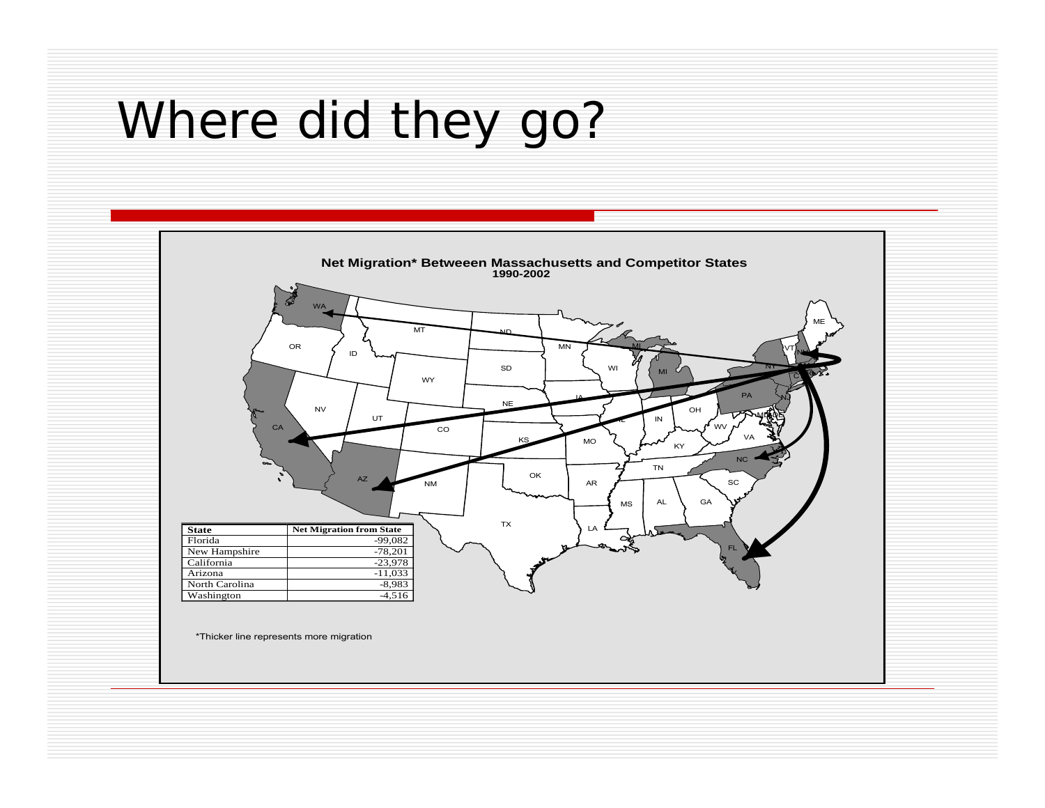# Where did they go?

**Net Migration* Between Massachusetts and Competitor States**
**1990-2002**

| State | Net Migration from State |
|---|---|
| Florida | -99,082 |
| New Hampshire | -78,201 |
| California | -23,978 |
| Arizona | -11,033 |
| North Carolina | -8,983 |
| Washington | -4,516 |

*Thicker line represents more migration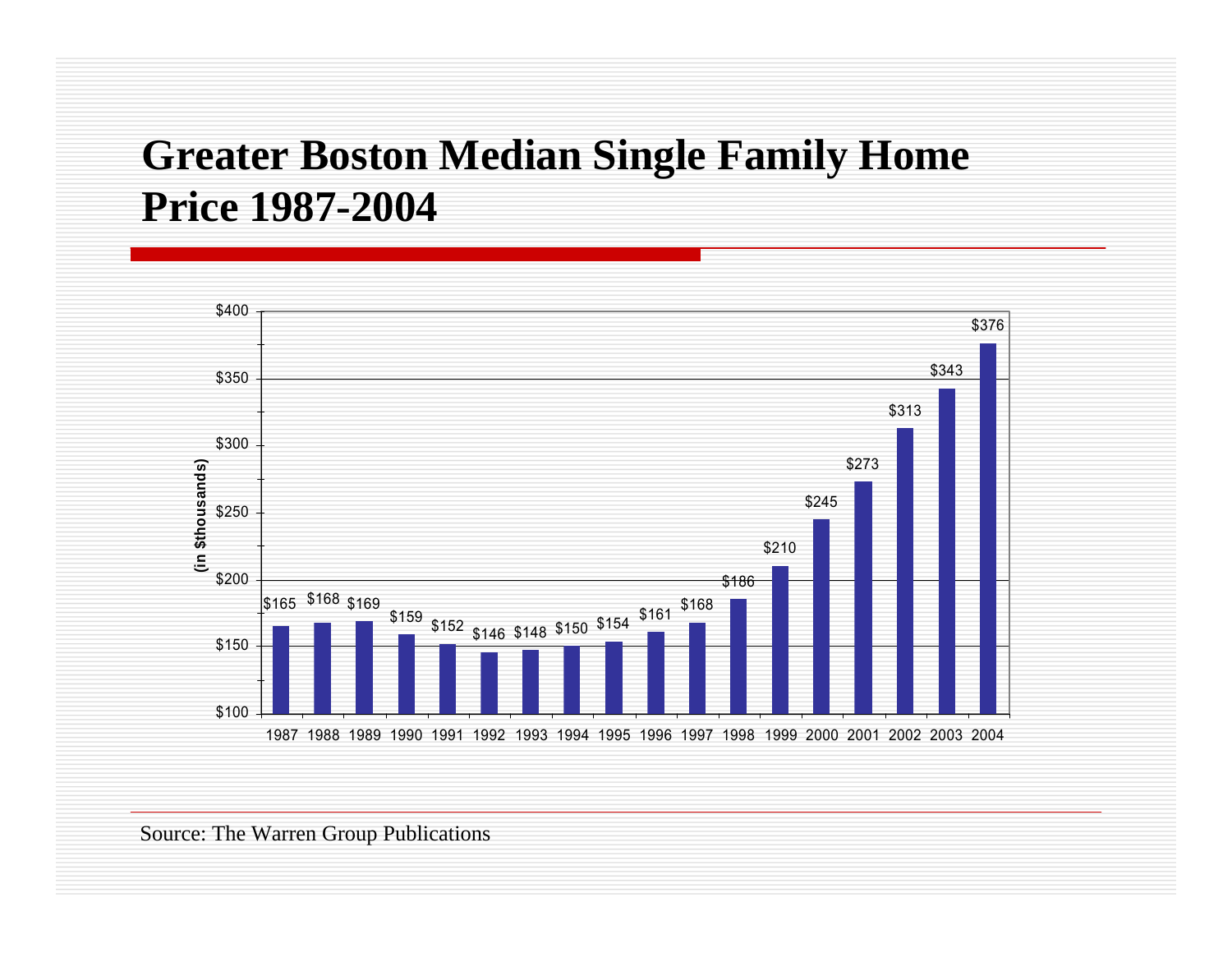# Greater Boston Median Single Family Home Price 1987-2004

| Year | Median Price (in $thousands) |
|---|---|
| 1987 | $165 |
| 1988 | $168 |
| 1989 | $169 |
| 1990 | $159 |
| 1991 | $152 |
| 1992 | $146 |
| 1993 | $148 |
| 1994 | $150 |
| 1995 | $154 |
| 1996 | $161 |
| 1997 | $168 |
| 1998 | $186 |
| 1999 | $210 |
| 2000 | $245 |
| 2001 | $273 |
| 2002 | $313 |
| 2003 | $343 |
| 2004 | $376 |

Source: The Warren Group Publications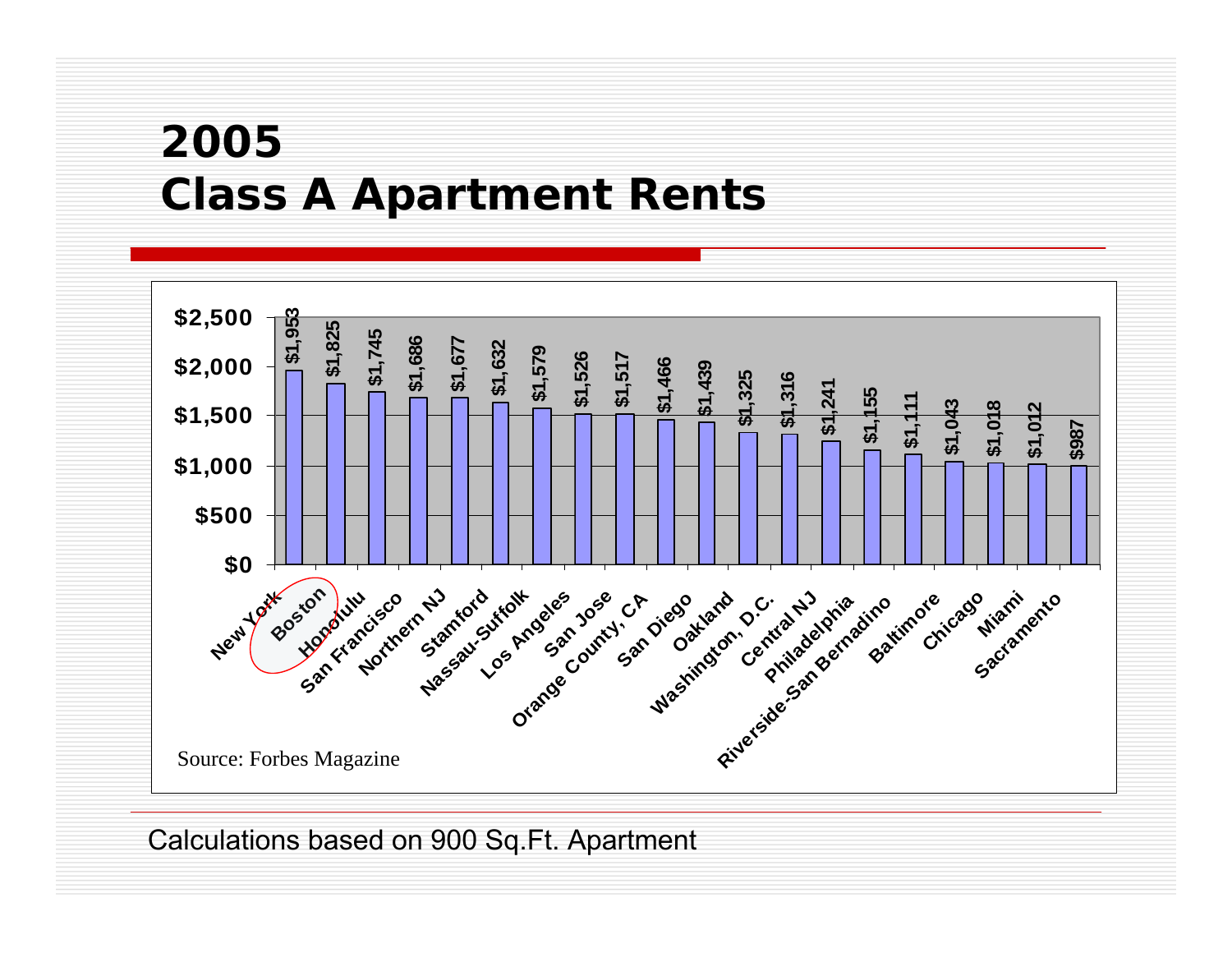# 2005
# Class A Apartment Rents

| City | Rent |
|---|---|
| New York | $1,953 |
| Boston | $1,825 |
| Honolulu | $1,745 |
| San Francisco | $1,686 |
| Northern NJ | $1,677 |
| Stamford | $1,632 |
| Nassau-Suffolk | $1,579 |
| Los Angeles | $1,526 |
| San Jose | $1,517 |
| Orange County, CA | $1,466 |
| San Diego | $1,439 |
| Oakland | $1,325 |
| Washington, D.C. | $1,316 |
| Central NJ | $1,241 |
| Philadelphia | $1,155 |
| Riverside-San Bernadino | $1,111 |
| Baltimore | $1,043 |
| Chicago | $1,018 |
| Miami | $1,012 |
| Sacramento | $987 |

Source: Forbes Magazine

Calculations based on 900 Sq.Ft. Apartment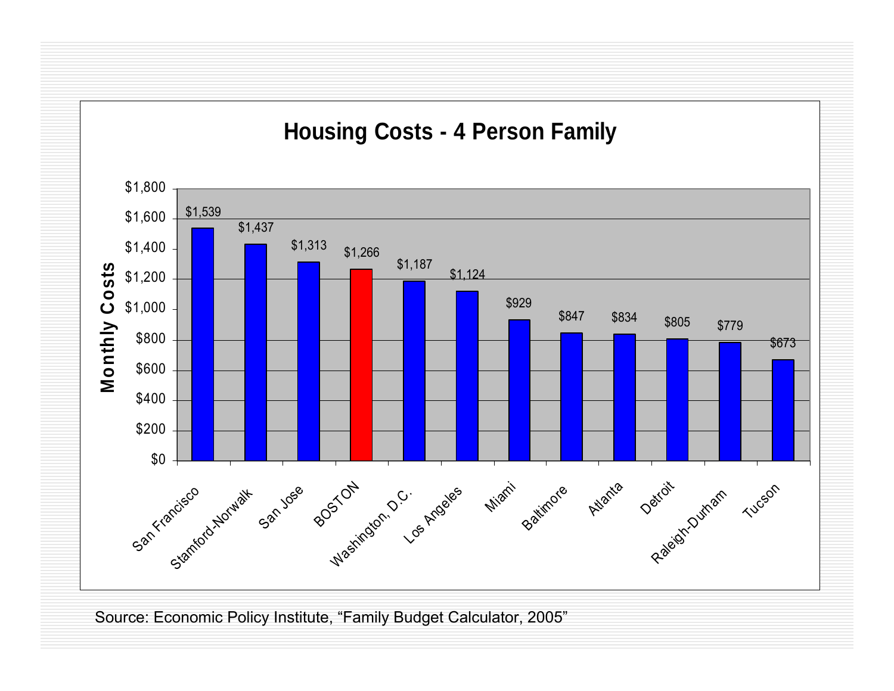# Housing Costs - 4 Person Family

| City | Monthly Costs |
|---|---|
| San Francisco | $1,539 |
| Stamford-Norwalk | $1,437 |
| San Jose | $1,313 |
| BOSTON | $1,266 |
| Washington, D.C. | $1,187 |
| Los Angeles | $1,124 |
| Miami | $929 |
| Baltimore | $847 |
| Atlanta | $834 |
| Detroit | $805 |
| Raleigh-Durham | $779 |
| Tucson | $673 |

Source: Economic Policy Institute, "Family Budget Calculator, 2005"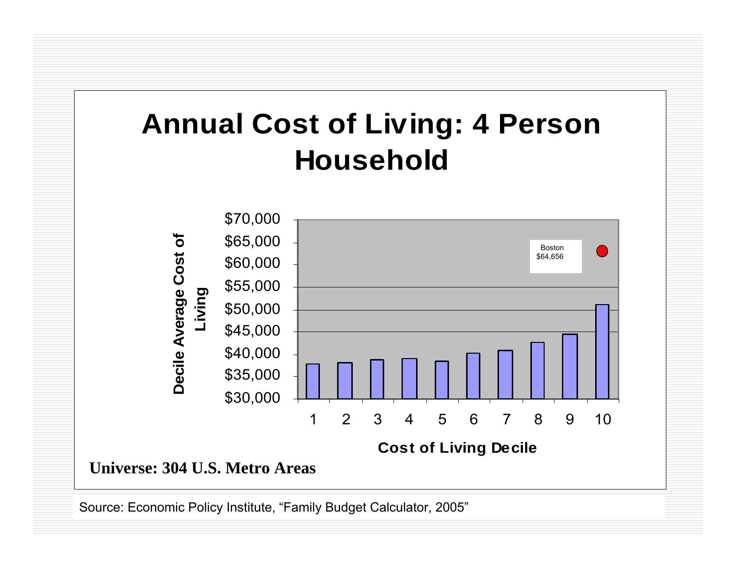# Annual Cost of Living: 4 Person Household

Decile Average Cost of Living

$70,000
$65,000
$60,000
$55,000
$50,000
$45,000
$40,000
$35,000
$30,000

Boston
$64,656

1 2 3 4 5 6 7 8 9 10

Cost of Living Decile

**Universe: 304 U.S. Metro Areas**

Source: Economic Policy Institute, "Family Budget Calculator, 2005"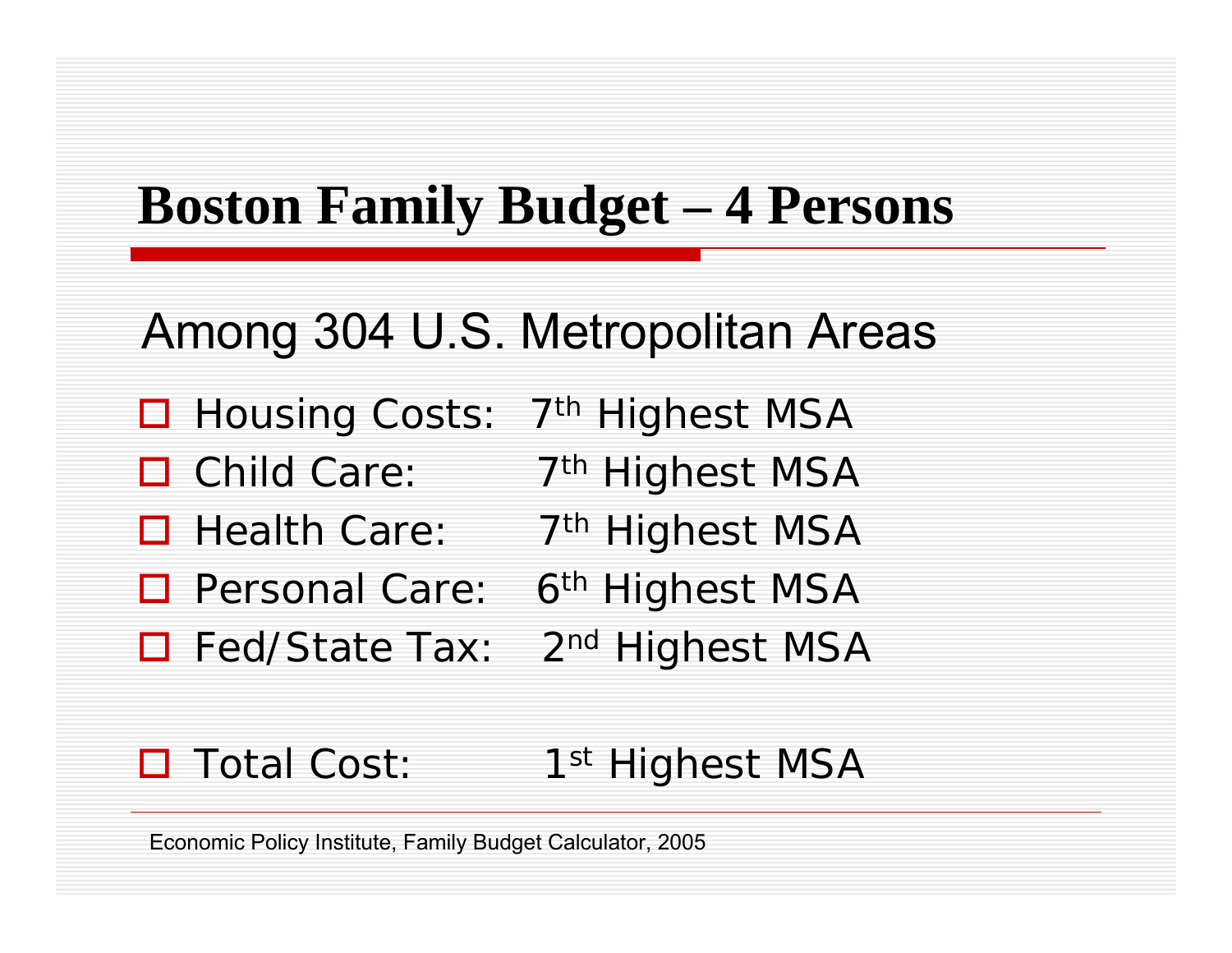# Boston Family Budget – 4 Persons

Among 304 U.S. Metropolitan Areas

- Housing Costs: 7th Highest MSA
- Child Care: 7th Highest MSA
- Health Care: 7th Highest MSA
- Personal Care: 6th Highest MSA
- Fed/State Tax: 2nd Highest MSA

- Total Cost: 1st Highest MSA

Economic Policy Institute, Family Budget Calculator, 2005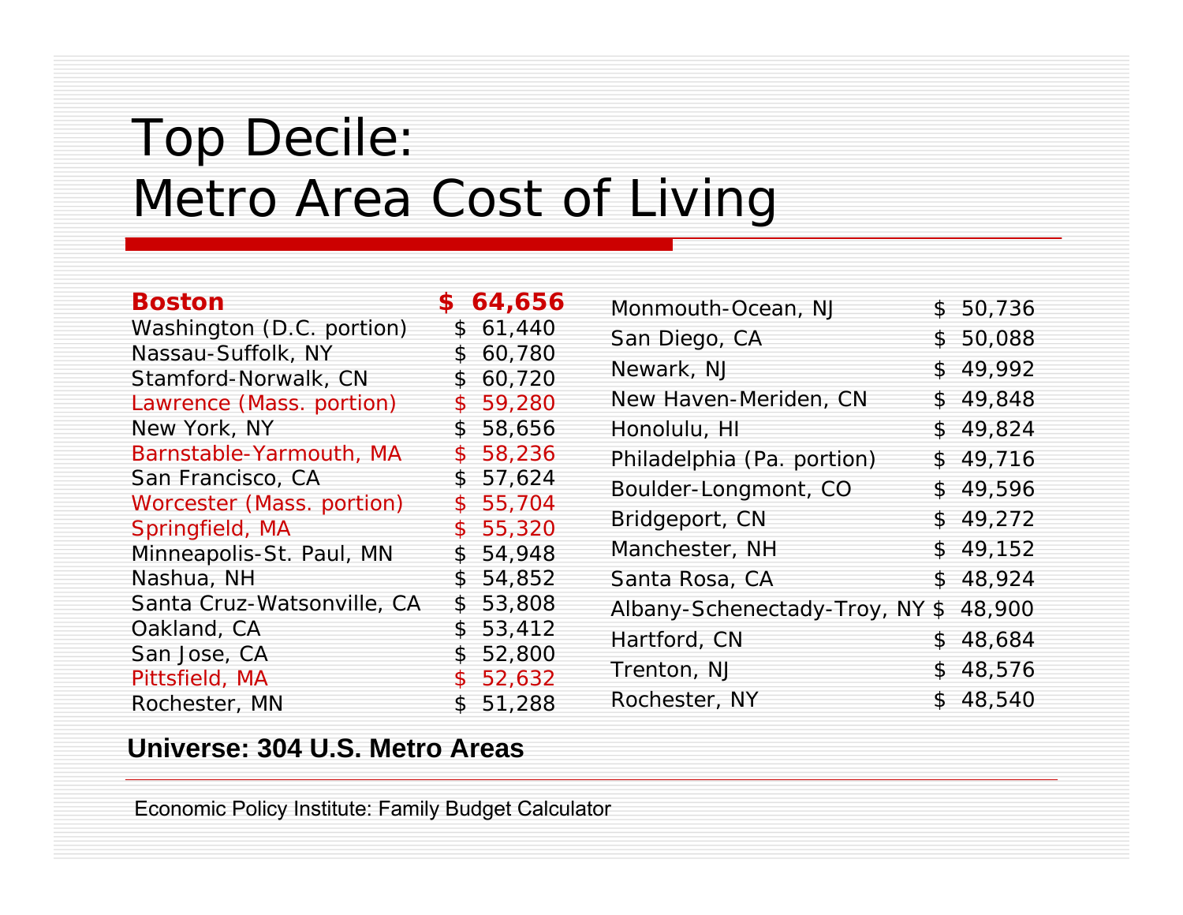# Top Decile: Metro Area Cost of Living

| Metro Area | Cost of Living |
|---|---|
| **Boston** | **$ 64,656** |
| Washington (D.C. portion) | $ 61,440 |
| Nassau-Suffolk, NY | $ 60,780 |
| Stamford-Norwalk, CN | $ 60,720 |
| Lawrence (Mass. portion) | $ 59,280 |
| New York, NY | $ 58,656 |
| Barnstable-Yarmouth, MA | $ 58,236 |
| San Francisco, CA | $ 57,624 |
| Worcester (Mass. portion) | $ 55,704 |
| Springfield, MA | $ 55,320 |
| Minneapolis-St. Paul, MN | $ 54,948 |
| Nashua, NH | $ 54,852 |
| Santa Cruz-Watsonville, CA | $ 53,808 |
| Oakland, CA | $ 53,412 |
| San Jose, CA | $ 52,800 |
| Pittsfield, MA | $ 52,632 |
| Rochester, MN | $ 51,288 |
| Monmouth-Ocean, NJ | $ 50,736 |
| San Diego, CA | $ 50,088 |
| Newark, NJ | $ 49,992 |
| New Haven-Meriden, CN | $ 49,848 |
| Honolulu, HI | $ 49,824 |
| Philadelphia (Pa. portion) | $ 49,716 |
| Boulder-Longmont, CO | $ 49,596 |
| Bridgeport, CN | $ 49,272 |
| Manchester, NH | $ 49,152 |
| Santa Rosa, CA | $ 48,924 |
| Albany-Schenectady-Troy, NY | $ 48,900 |
| Hartford, CN | $ 48,684 |
| Trenton, NJ | $ 48,576 |
| Rochester, NY | $ 48,540 |

**Universe: 304 U.S. Metro Areas**

Economic Policy Institute: Family Budget Calculator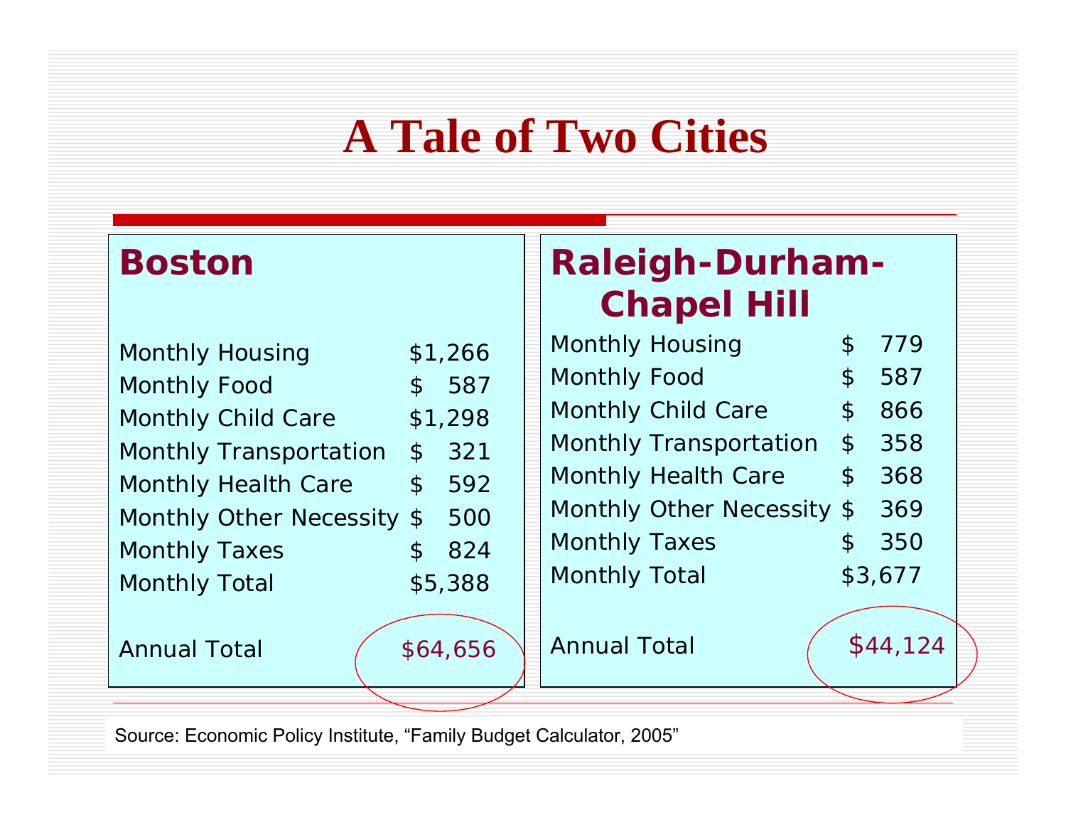# A Tale of Two Cities

## Boston

| | |
|---|---|
| Monthly Housing | $1,266 |
| Monthly Food | $ 587 |
| Monthly Child Care | $1,298 |
| Monthly Transportation | $ 321 |
| Monthly Health Care | $ 592 |
| Monthly Other Necessity | $ 500 |
| Monthly Taxes | $ 824 |
| Monthly Total | $5,388 |
| Annual Total | $64,656 |

## Raleigh-Durham-Chapel Hill

| | |
|---|---|
| Monthly Housing | $ 779 |
| Monthly Food | $ 587 |
| Monthly Child Care | $ 866 |
| Monthly Transportation | $ 358 |
| Monthly Health Care | $ 368 |
| Monthly Other Necessity | $ 369 |
| Monthly Taxes | $ 350 |
| Monthly Total | $3,677 |
| Annual Total | $44,124 |

Source: Economic Policy Institute, "Family Budget Calculator, 2005"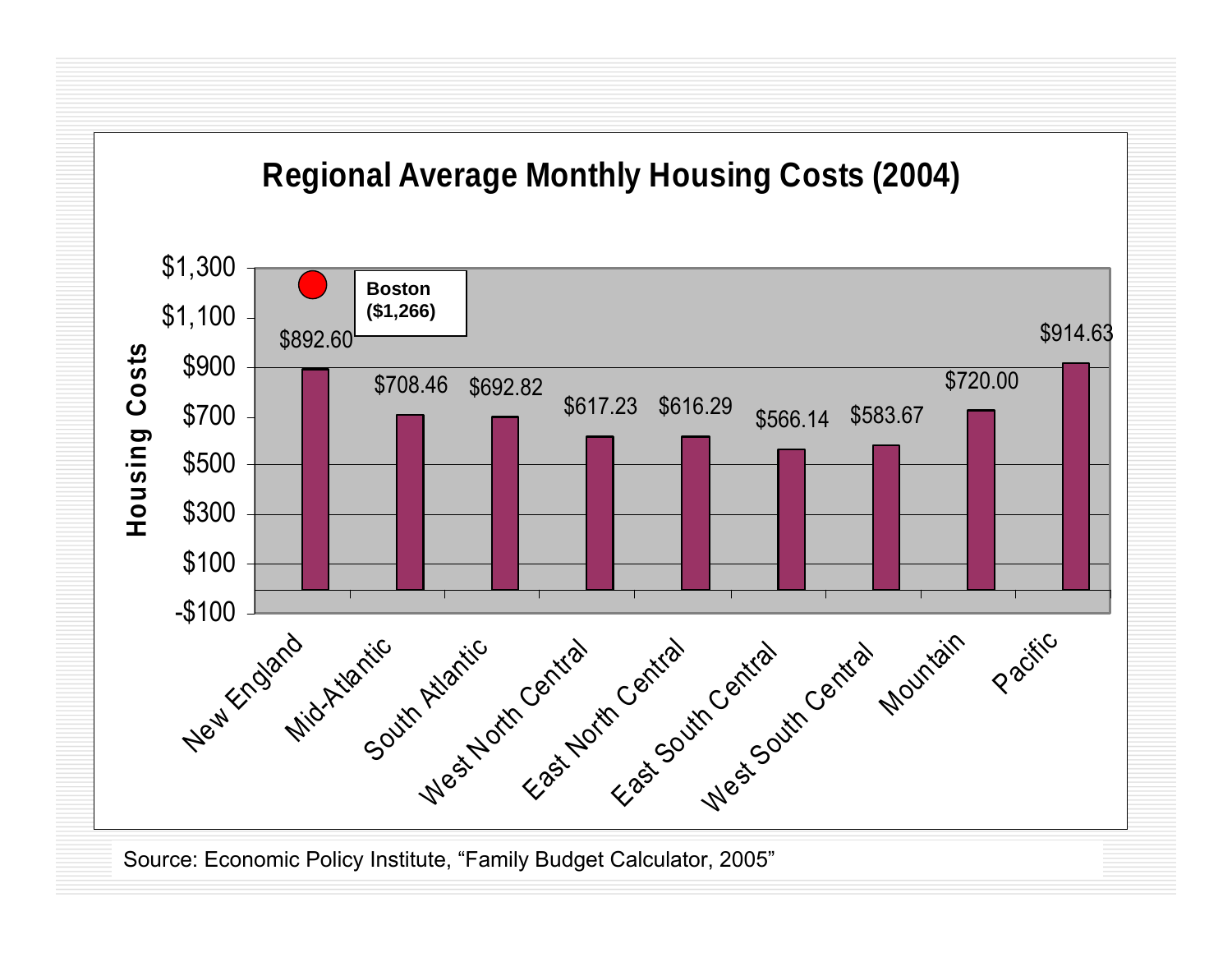## Regional Average Monthly Housing Costs (2004)

| Region | Housing Costs |
|---|---|
| New England | $892.60 |
| Mid-Atlantic | $708.46 |
| South Atlantic | $692.82 |
| West North Central | $617.23 |
| East North Central | $616.29 |
| East South Central | $566.14 |
| West South Central | $583.67 |
| Mountain | $720.00 |
| Pacific | $914.63 |

**Boston ($1,266)**

Source: Economic Policy Institute, "Family Budget Calculator, 2005"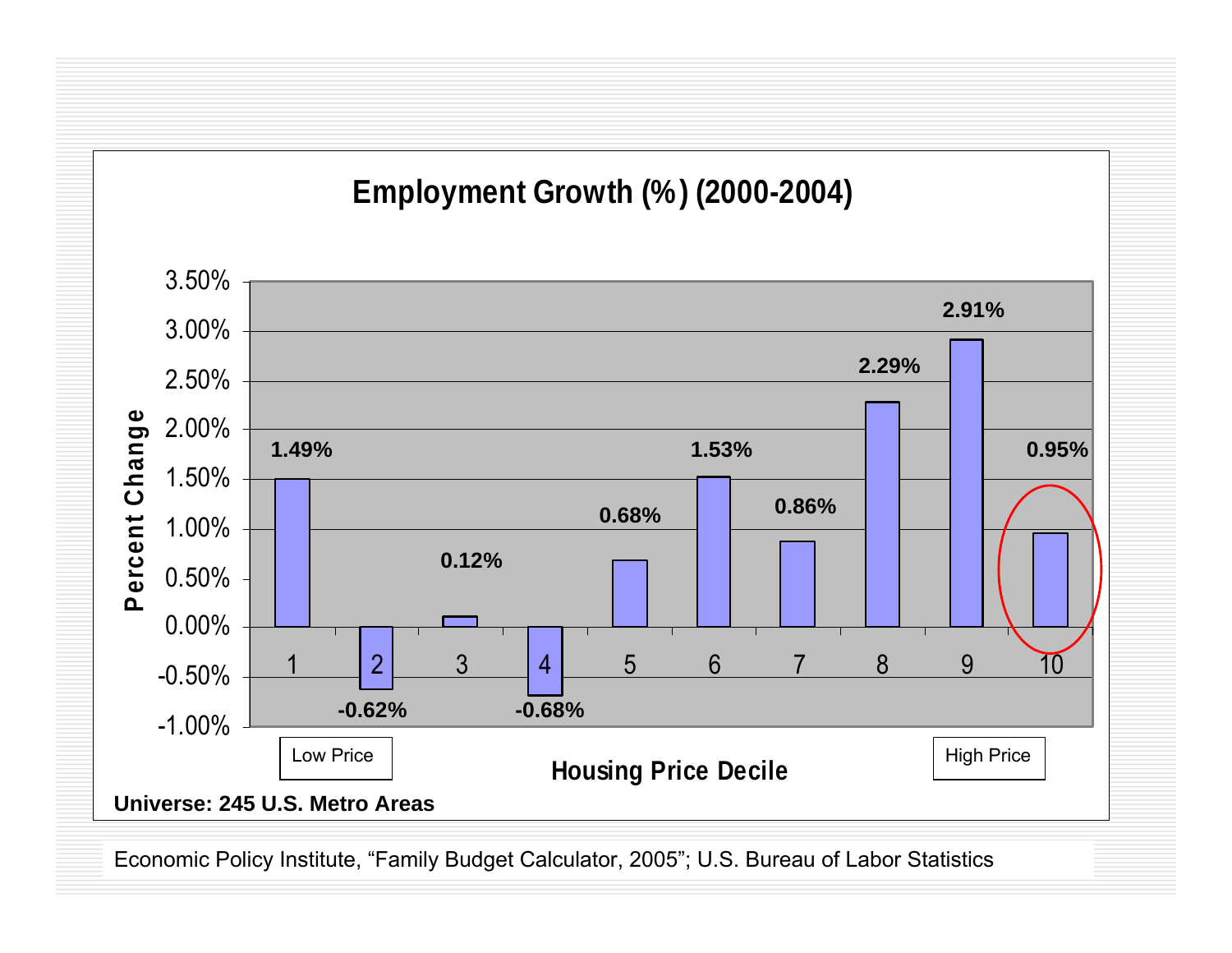## Employment Growth (%) (2000-2004)

| Housing Price Decile | Percent Change |
| --- | --- |
| 1 (Low Price) | 1.49% |
| 2 | -0.62% |
| 3 | 0.12% |
| 4 | -0.68% |
| 5 | 0.68% |
| 6 | 1.53% |
| 7 | 0.86% |
| 8 | 2.29% |
| 9 | 2.91% |
| 10 (High Price) | 0.95% |

**Universe: 245 U.S. Metro Areas**

Economic Policy Institute, “Family Budget Calculator, 2005”; U.S. Bureau of Labor Statistics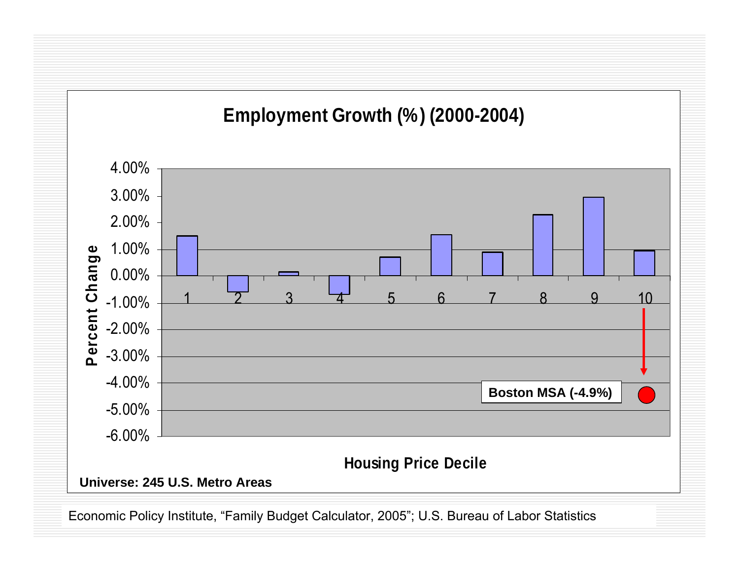## Employment Growth (%) (2000-2004)

Percent Change

Housing Price Decile

| Housing Price Decile | 1 | 2 | 3 | 4 | 5 | 6 | 7 | 8 | 9 | 10 |
|---|---|---|---|---|---|---|---|---|---|---|

Boston MSA (-4.9%)

**Universe: 245 U.S. Metro Areas**

Economic Policy Institute, "Family Budget Calculator, 2005"; U.S. Bureau of Labor Statistics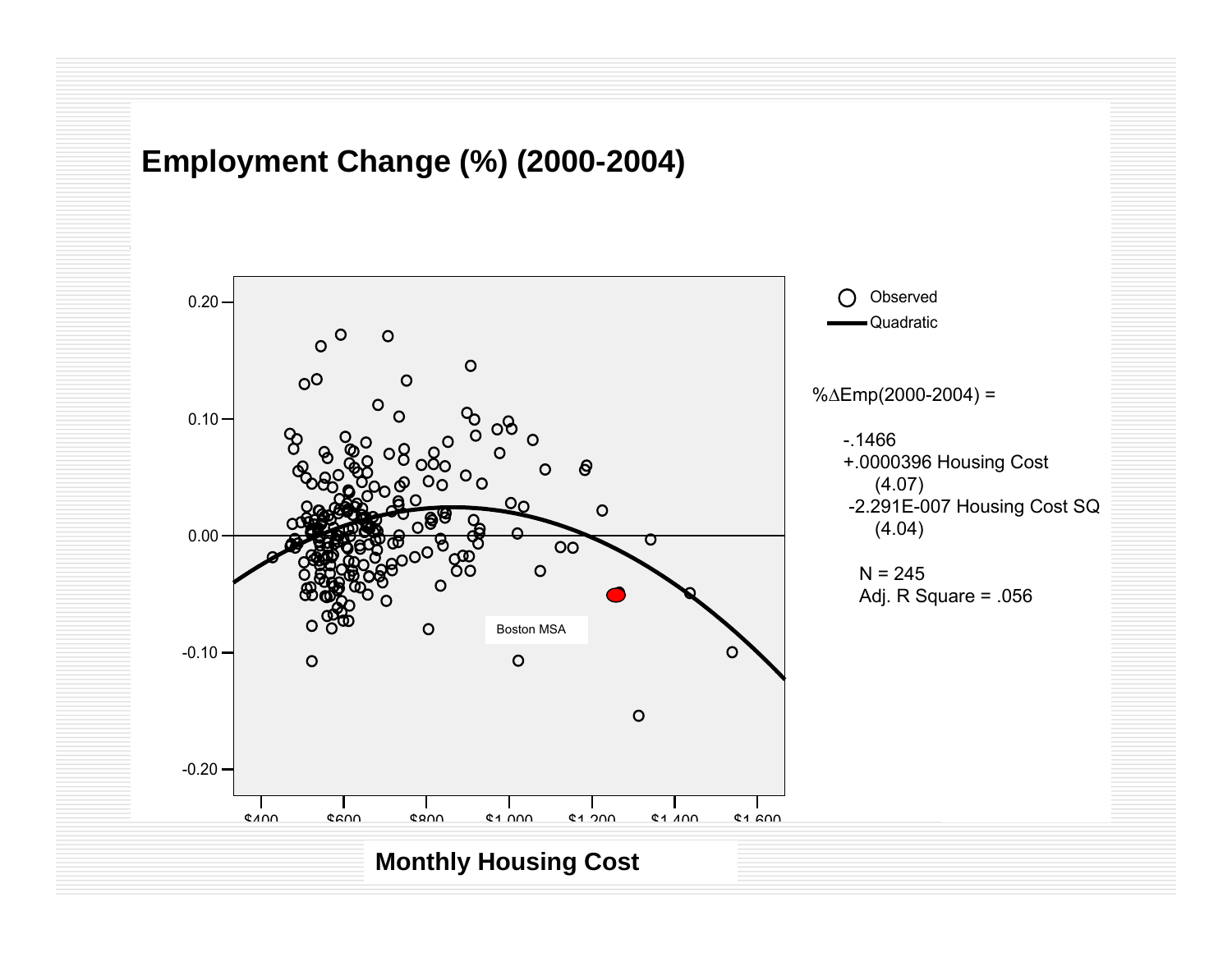# Employment Change (%) (2000-2004)

Observed

Quadratic

Boston MSA

0.20, 0.10, 0.00, -0.10, -0.20

$400, $600, $800, $1,000, $1,200, $1,400, $1,600

$\%\Delta Emp(2000\text{-}2004) =$

-.1466

+.0000396 Housing Cost

(4.07)

-2.291E-007 Housing Cost SQ

(4.04)

N = 245

Adj. R Square = .056

**Monthly Housing Cost**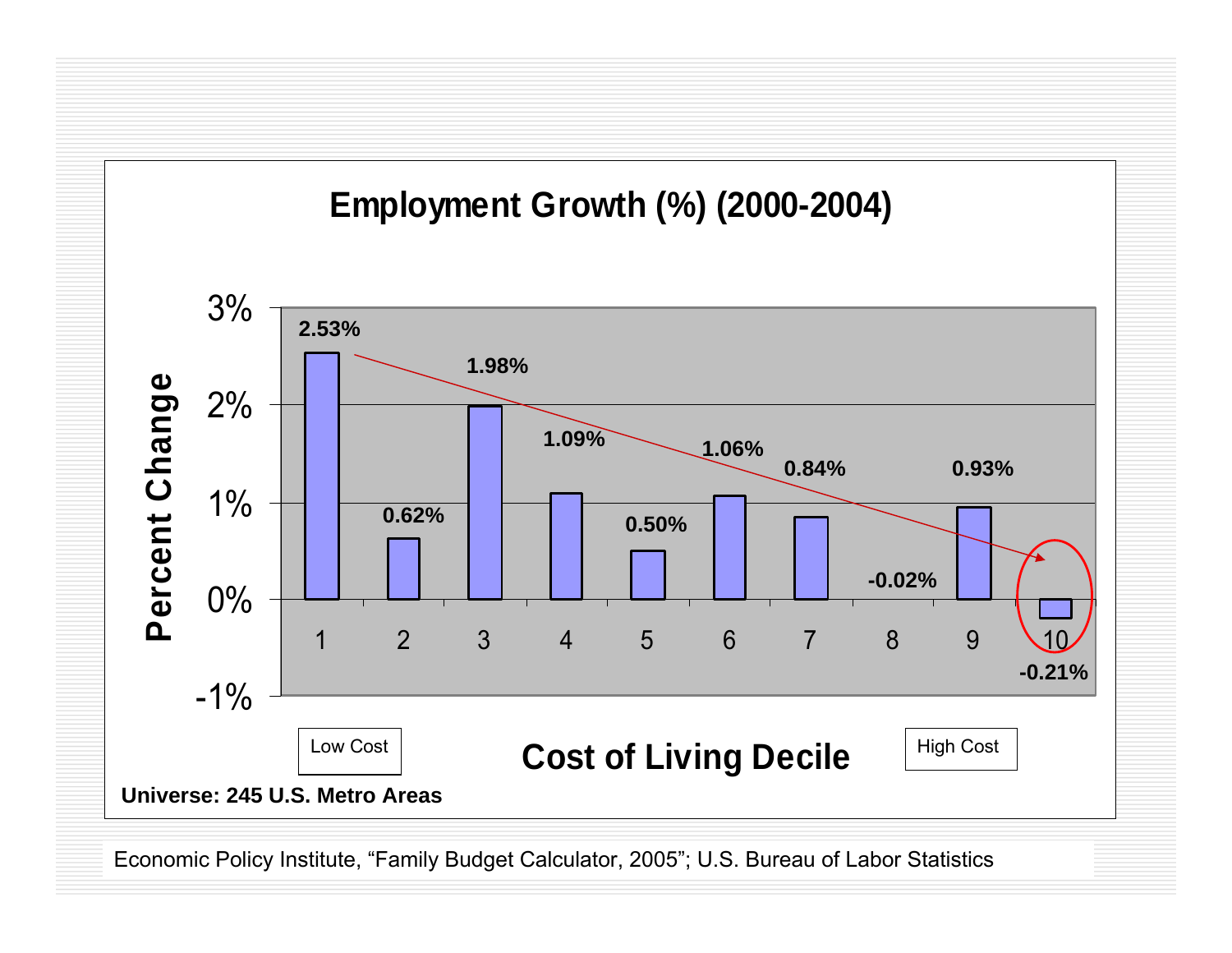# Employment Growth (%) (2000-2004)

| Cost of Living Decile | Percent Change |
|---|---|
| 1 (Low Cost) | 2.53% |
| 2 | 0.62% |
| 3 | 1.98% |
| 4 | 1.09% |
| 5 | 0.50% |
| 6 | 1.06% |
| 7 | 0.84% |
| 8 | -0.02% |
| 9 | 0.93% |
| 10 (High Cost) | -0.21% |

**Universe: 245 U.S. Metro Areas**

Economic Policy Institute, "Family Budget Calculator, 2005"; U.S. Bureau of Labor Statistics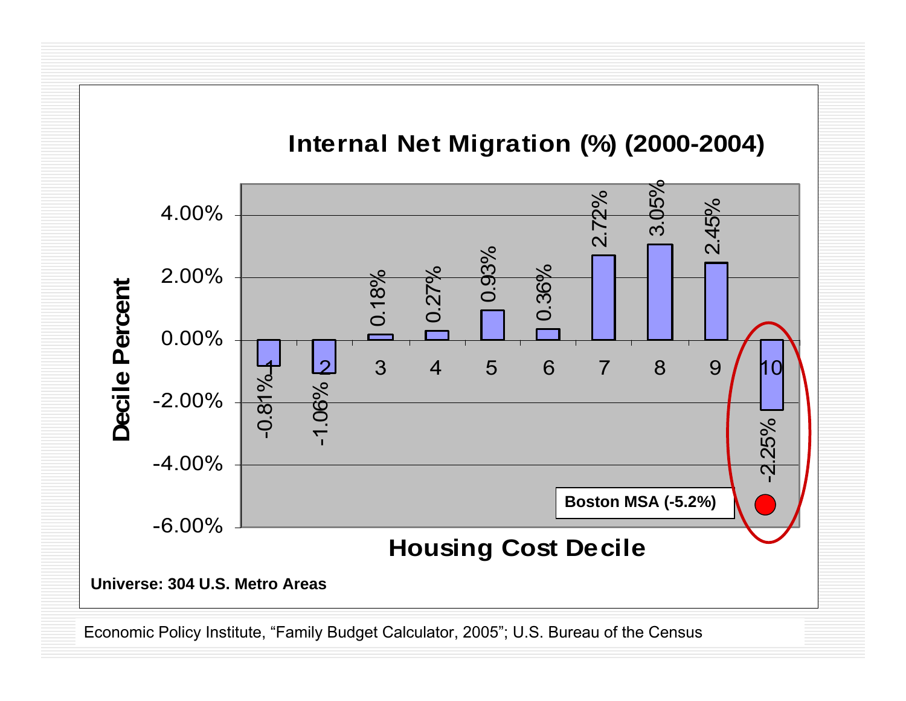# Internal Net Migration (%) (2000-2004)

| Housing Cost Decile | Decile Percent |
|---|---|
| 1 | -0.81% |
| 2 | -1.06% |
| 3 | 0.18% |
| 4 | 0.27% |
| 5 | 0.93% |
| 6 | 0.36% |
| 7 | 2.72% |
| 8 | 3.05% |
| 9 | 2.45% |
| 10 | -2.25% |

**Boston MSA (-5.2%)**

**Universe: 304 U.S. Metro Areas**

Economic Policy Institute, "Family Budget Calculator, 2005"; U.S. Bureau of the Census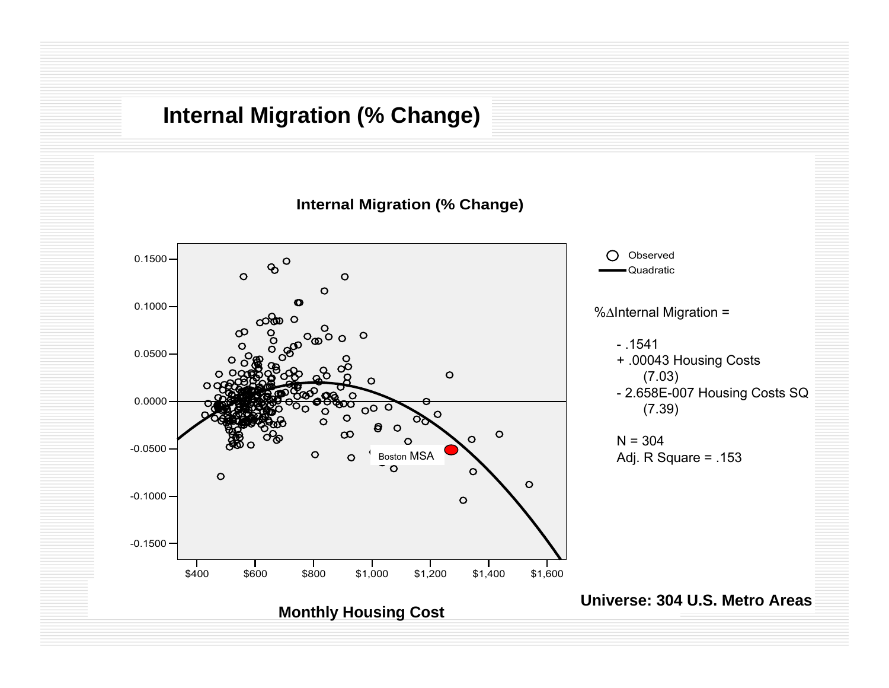# Internal Migration (% Change)

**Internal Migration (% Change)**

Observed
Quadratic

%ΔInternal Migration =

- .1541
+ .00043 Housing Costs
  (7.03)
- 2.658E-007 Housing Costs SQ
  (7.39)

N = 304
Adj. R Square = .153

Boston MSA

**Monthly Housing Cost**

**Universe: 304 U.S. Metro Areas**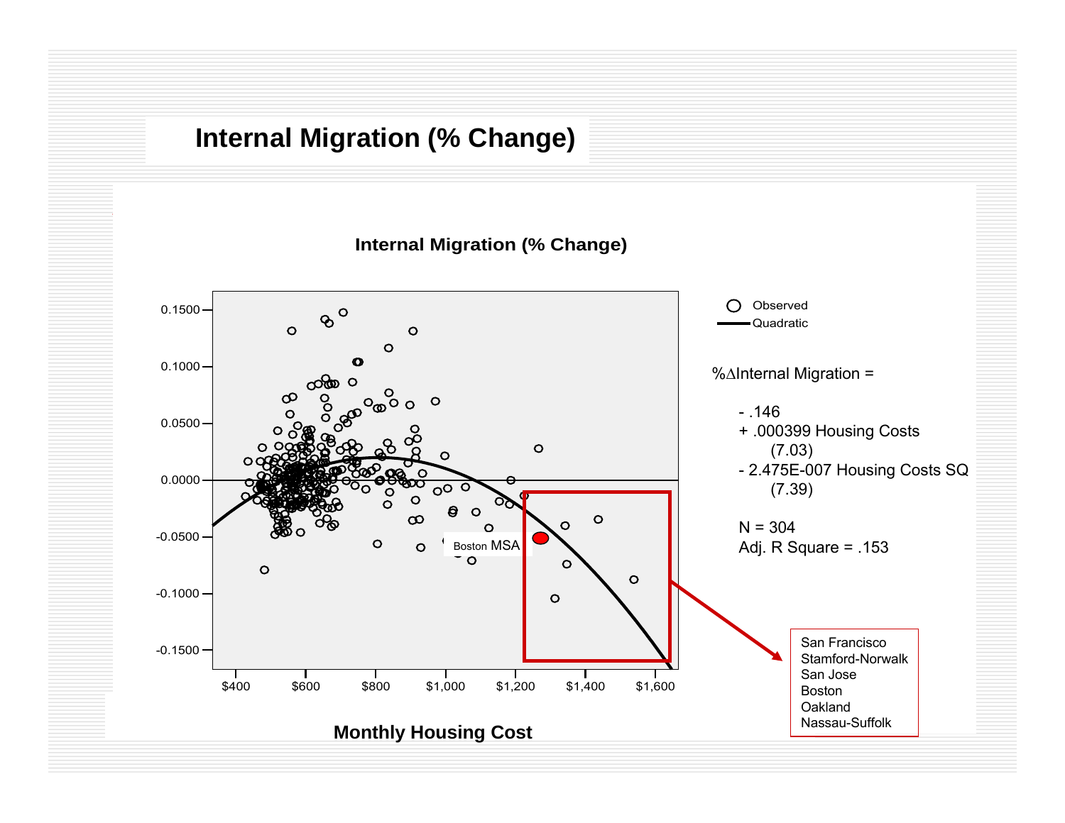# Internal Migration (% Change)

**Internal Migration (% Change)**

Observed
Quadratic

%ΔInternal Migration =

- .146
+ .000399 Housing Costs
  (7.03)
- 2.475E-007 Housing Costs SQ
  (7.39)

N = 304
Adj. R Square = .153

Boston MSA

San Francisco
Stamford-Norwalk
San Jose
Boston
Oakland
Nassau-Suffolk

**Monthly Housing Cost**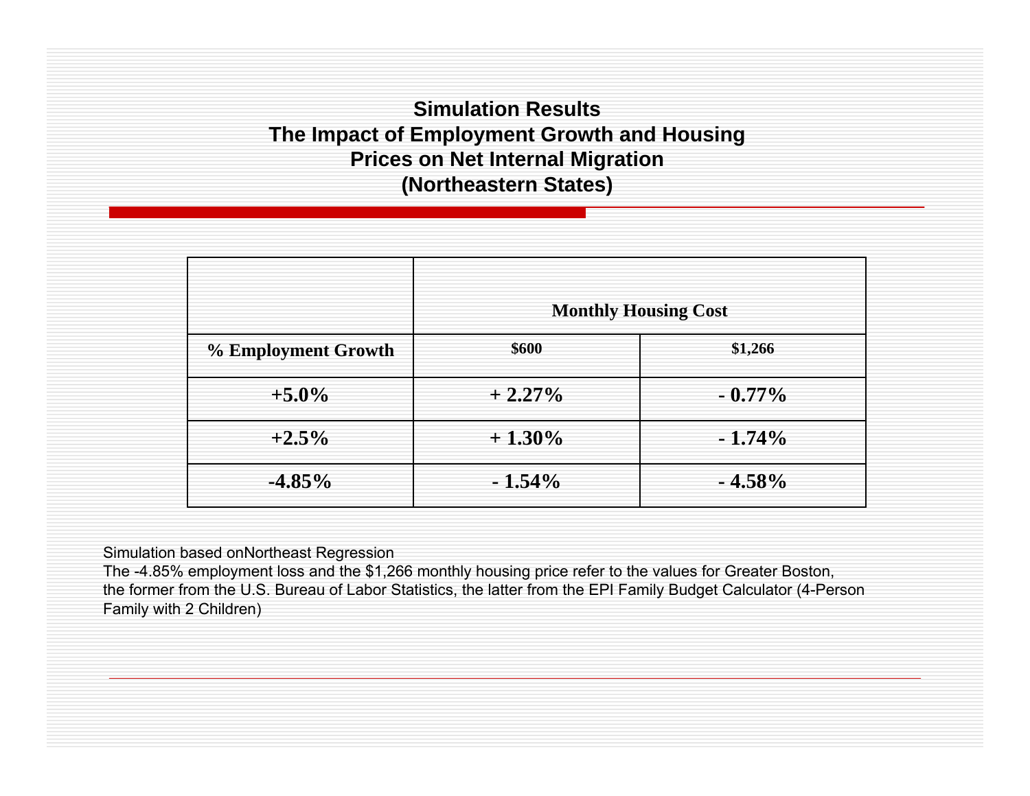## Simulation Results
## The Impact of Employment Growth and Housing Prices on Net Internal Migration
## (Northeastern States)

| | **Monthly Housing Cost** | |
|---|---|---|
| **% Employment Growth** | **$600** | **$1,266** |
| **+5.0%** | **+ 2.27%** | **- 0.77%** |
| **+2.5%** | **+ 1.30%** | **- 1.74%** |
| **-4.85%** | **- 1.54%** | **- 4.58%** |

Simulation based onNortheast Regression
The -4.85% employment loss and the $1,266 monthly housing price refer to the values for Greater Boston, the former from the U.S. Bureau of Labor Statistics, the latter from the EPI Family Budget Calculator (4-Person Family with 2 Children)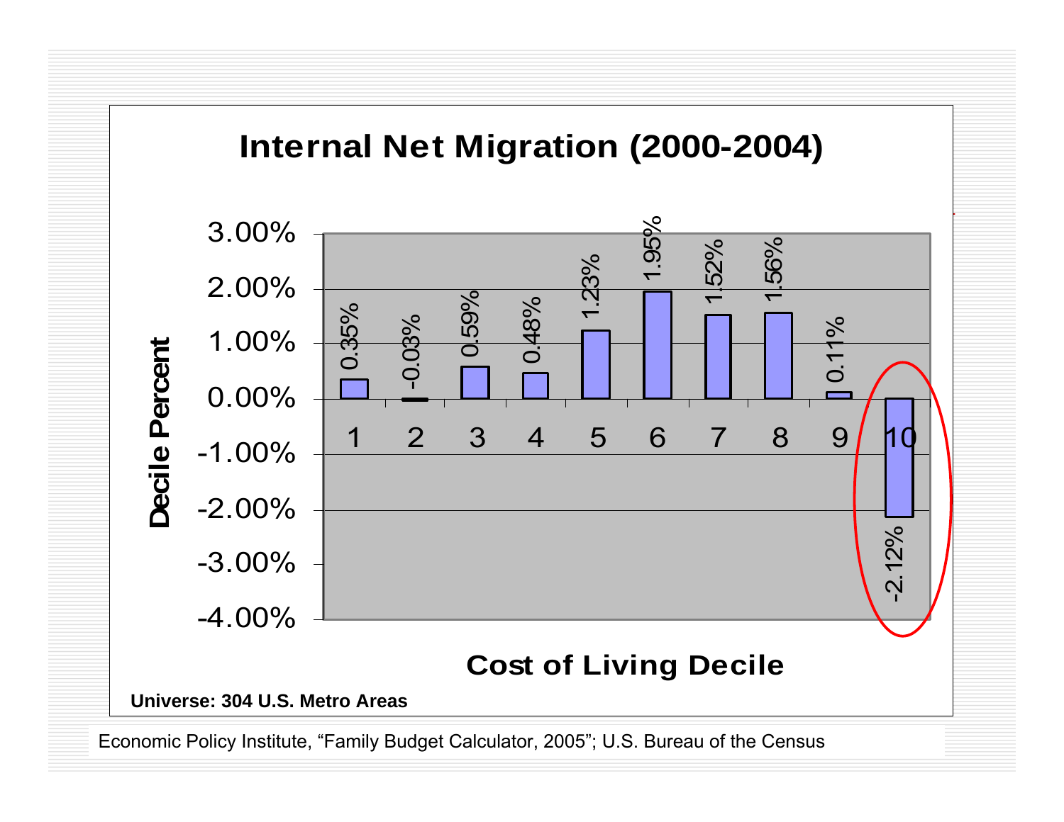## Internal Net Migration (2000-2004)

| Cost of Living Decile | Decile Percent |
|---|---|
| 1 | 0.35% |
| 2 | -0.03% |
| 3 | 0.59% |
| 4 | 0.48% |
| 5 | 1.23% |
| 6 | 1.95% |
| 7 | 1.52% |
| 8 | 1.56% |
| 9 | 0.11% |
| 10 | -2.12% |

**Universe: 304 U.S. Metro Areas**

Economic Policy Institute, "Family Budget Calculator, 2005"; U.S. Bureau of the Census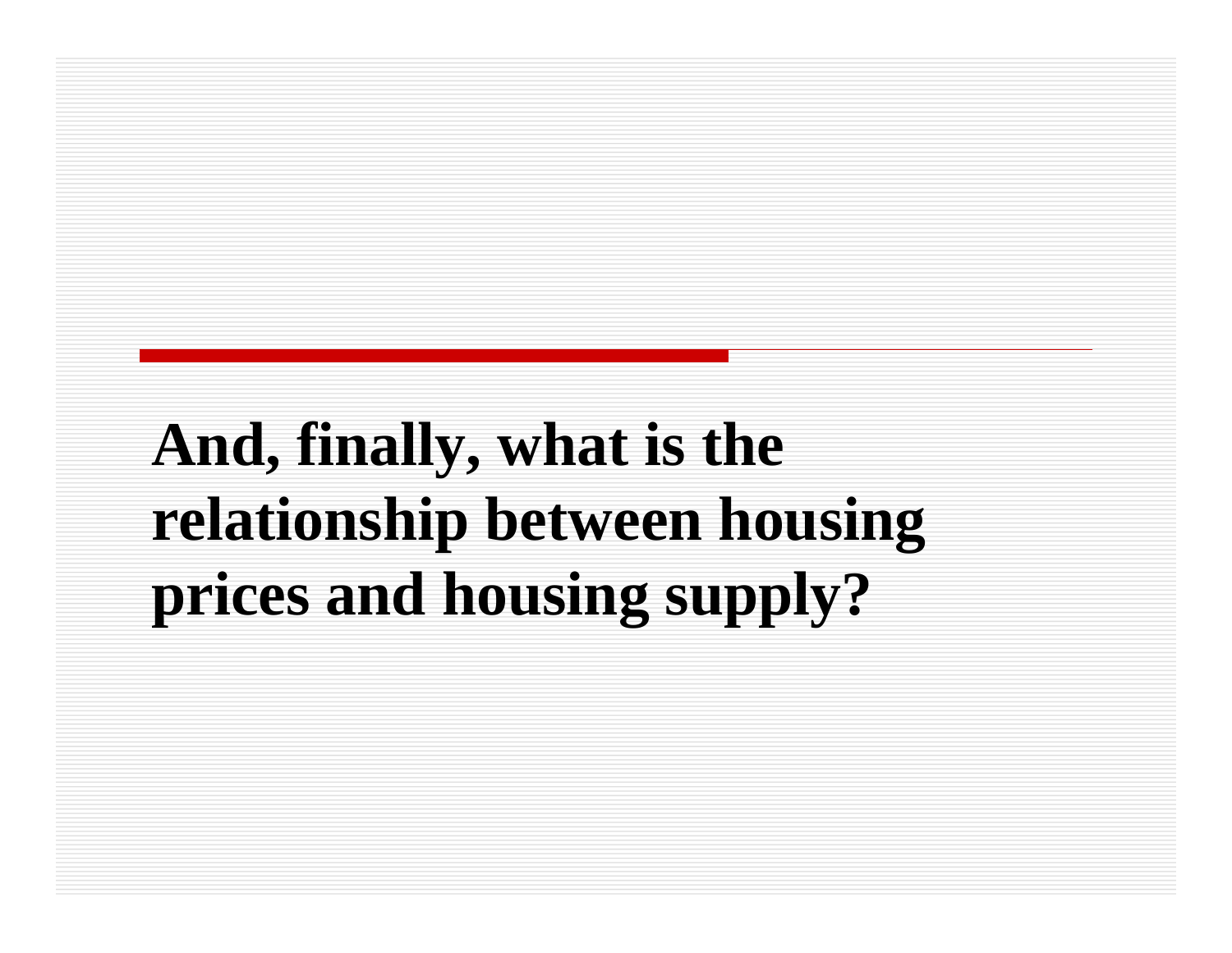# And, finally, what is the relationship between housing prices and housing supply?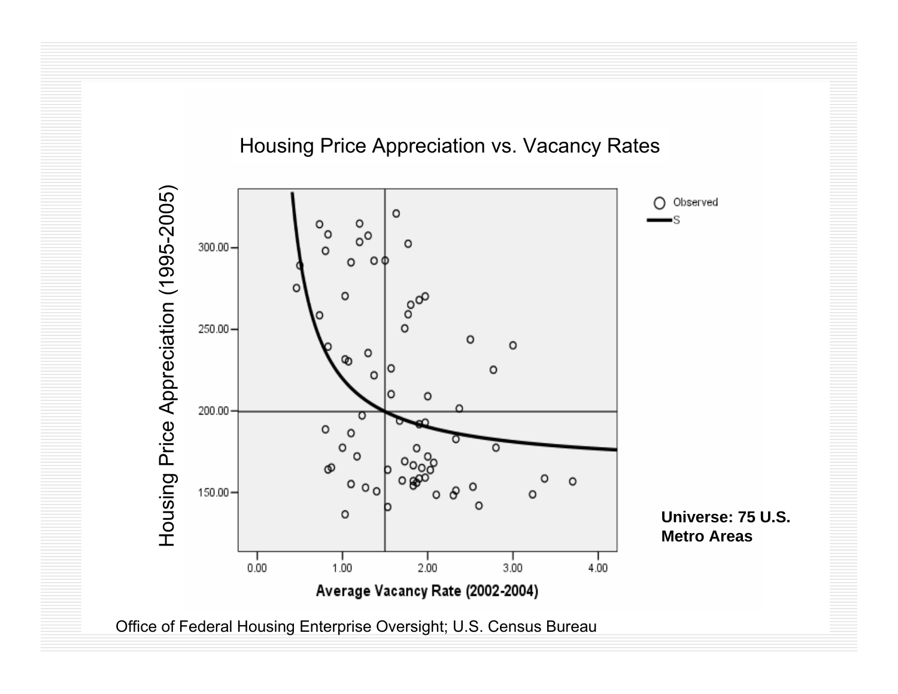## Housing Price Appreciation vs. Vacancy Rates

Housing Price Appreciation (1995-2005)

Average Vacancy Rate (2002-2004)

Observed

S

**Universe: 75 U.S. Metro Areas**

Office of Federal Housing Enterprise Oversight; U.S. Census Bureau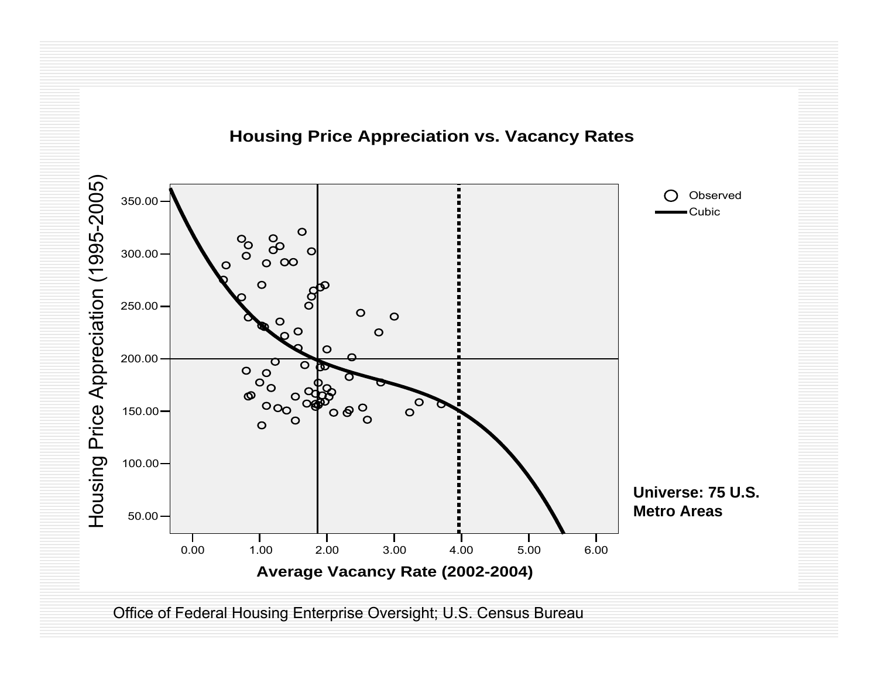## Housing Price Appreciation vs. Vacancy Rates

Housing Price Appreciation (1995-2005)

Average Vacancy Rate (2002-2004)

Observed

Cubic

Universe: 75 U.S. Metro Areas

Office of Federal Housing Enterprise Oversight; U.S. Census Bureau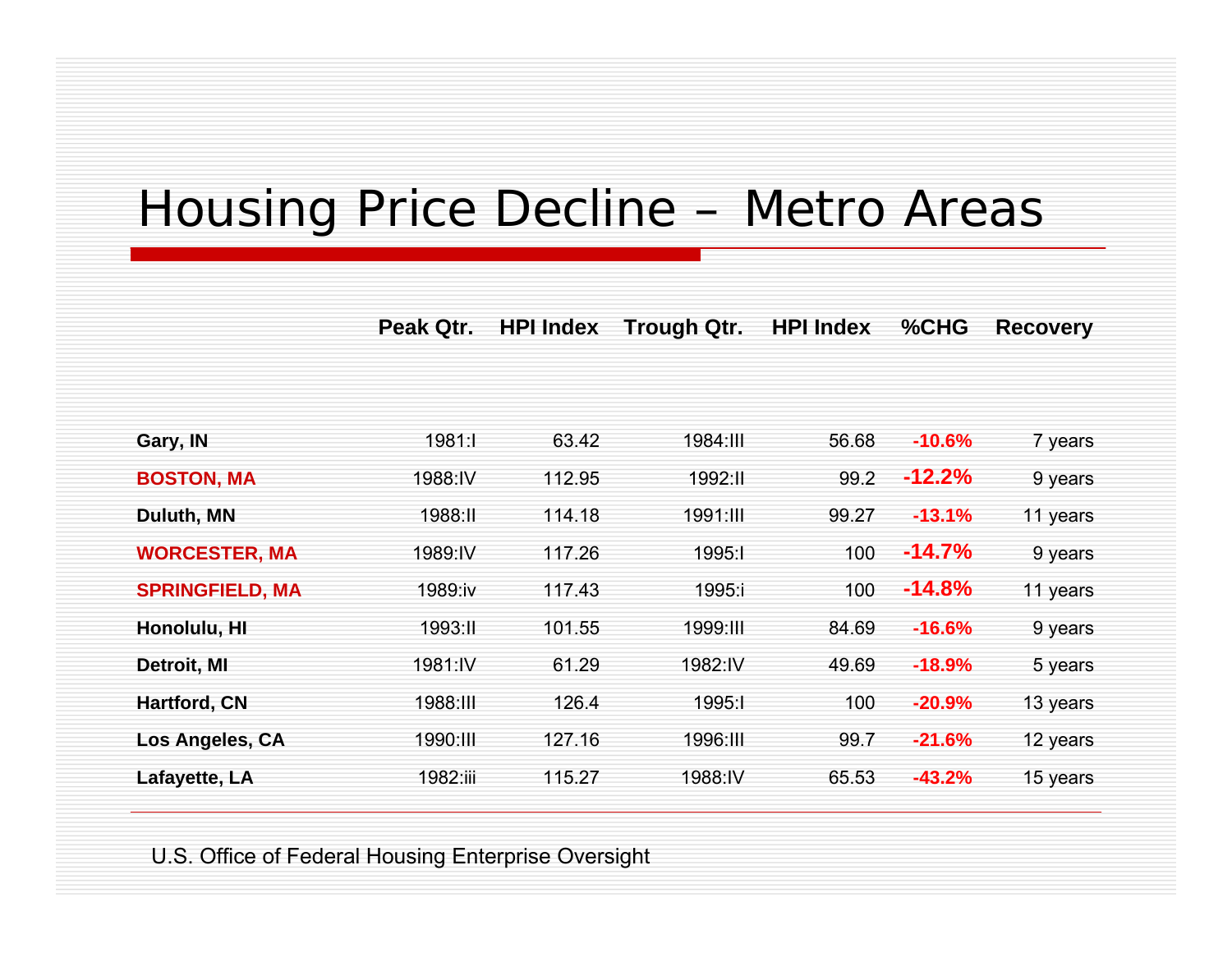# Housing Price Decline – Metro Areas

| | Peak Qtr. | HPI Index | Trough Qtr. | HPI Index | %CHG | Recovery |
|---|---|---|---|---|---|---|
| **Gary, IN** | 1981:I | 63.42 | 1984:III | 56.68 | **-10.6%** | 7 years |
| **BOSTON, MA** | 1988:IV | 112.95 | 1992:II | 99.2 | **-12.2%** | 9 years |
| **Duluth, MN** | 1988:II | 114.18 | 1991:III | 99.27 | **-13.1%** | 11 years |
| **WORCESTER, MA** | 1989:IV | 117.26 | 1995:I | 100 | **-14.7%** | 9 years |
| **SPRINGFIELD, MA** | 1989:iv | 117.43 | 1995:i | 100 | **-14.8%** | 11 years |
| **Honolulu, HI** | 1993:II | 101.55 | 1999:III | 84.69 | **-16.6%** | 9 years |
| **Detroit, MI** | 1981:IV | 61.29 | 1982:IV | 49.69 | **-18.9%** | 5 years |
| **Hartford, CN** | 1988:III | 126.4 | 1995:I | 100 | **-20.9%** | 13 years |
| **Los Angeles, CA** | 1990:III | 127.16 | 1996:III | 99.7 | **-21.6%** | 12 years |
| **Lafayette, LA** | 1982:iii | 115.27 | 1988:IV | 65.53 | **-43.2%** | 15 years |

U.S. Office of Federal Housing Enterprise Oversight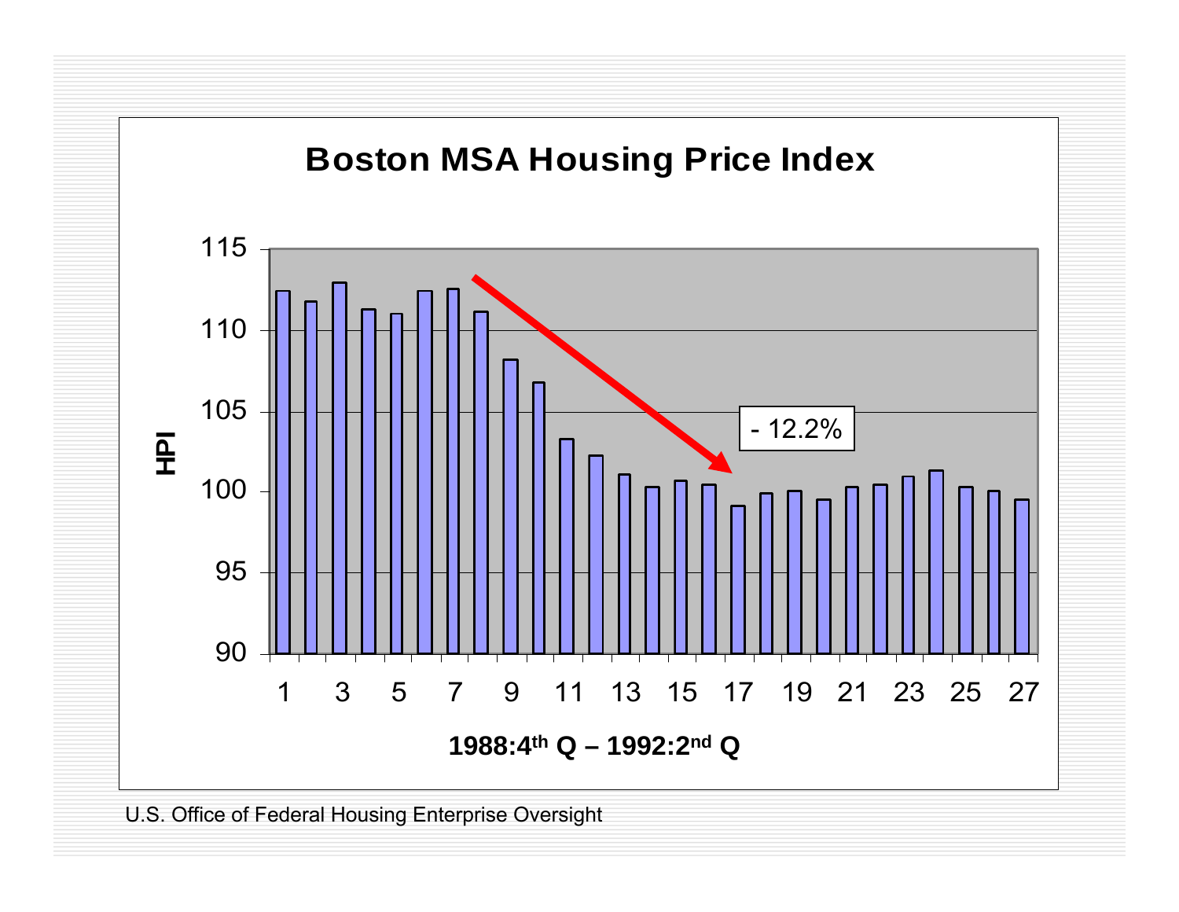## Boston MSA Housing Price Index

HPI

- 12.2%

1988:4th Q – 1992:2nd Q

U.S. Office of Federal Housing Enterprise Oversight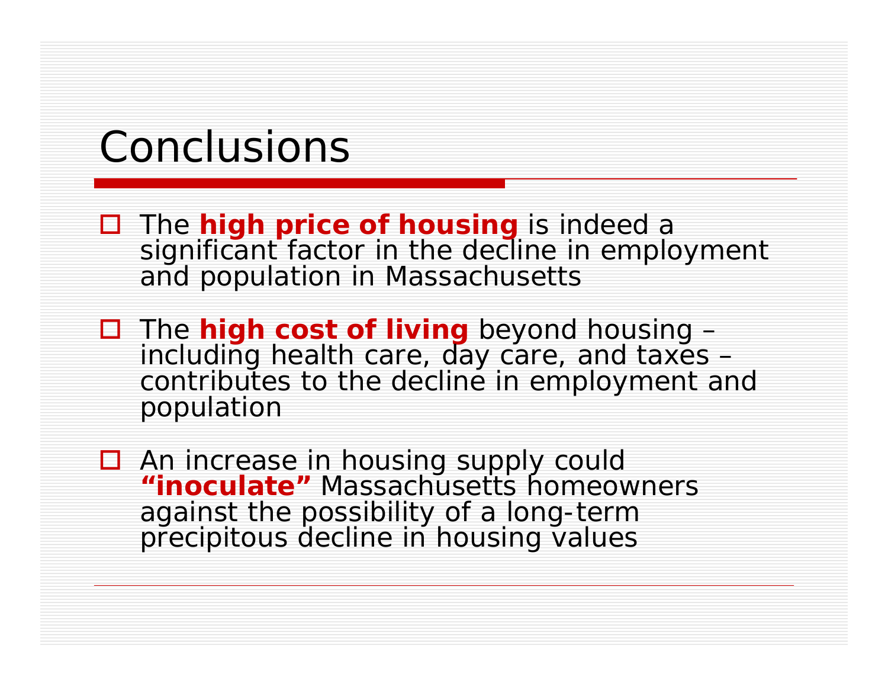# Conclusions

- The **high price of housing** is indeed a significant factor in the decline in employment and population in Massachusetts
- The **high cost of living** beyond housing – including health care, day care, and taxes – contributes to the decline in employment and population
- An increase in housing supply could **"inoculate"** Massachusetts homeowners against the possibility of a long-term precipitous decline in housing values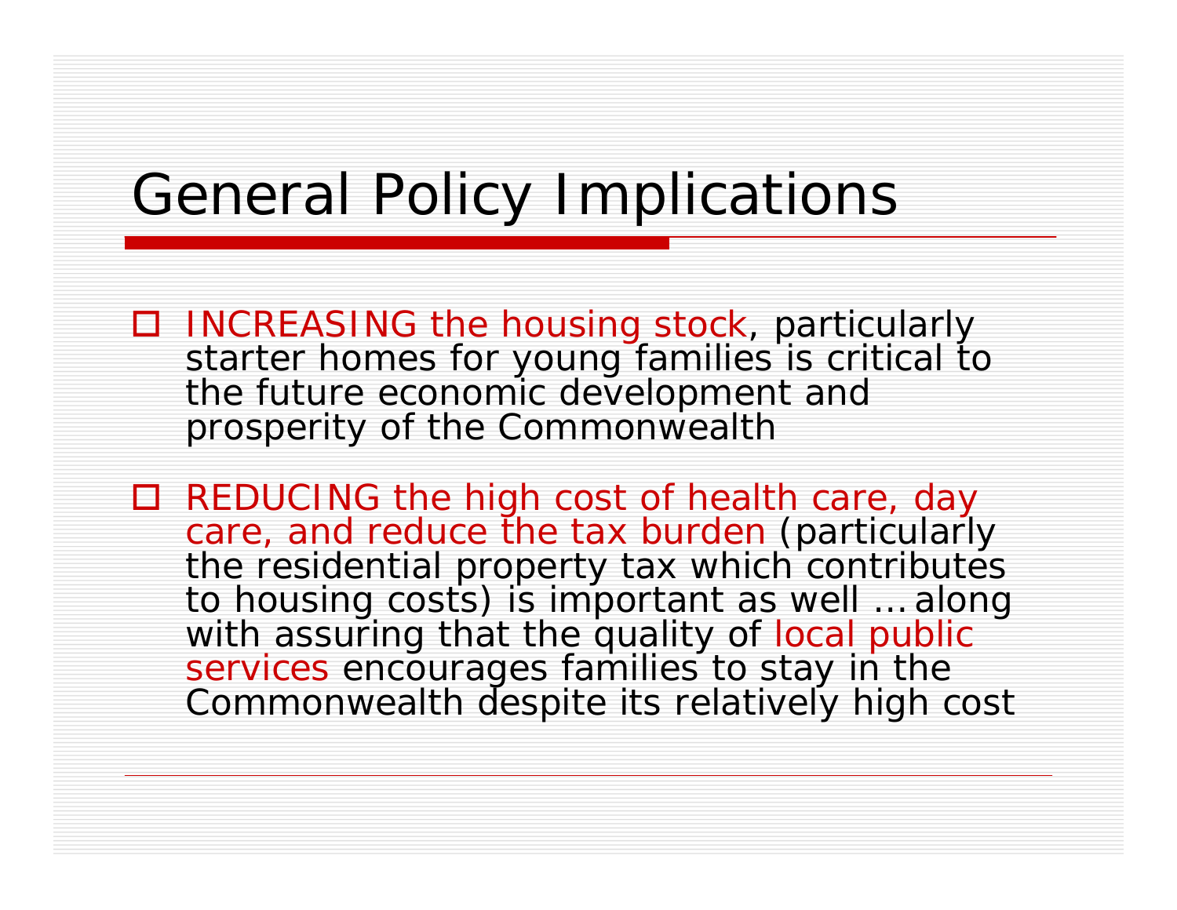# General Policy Implications

- INCREASING the housing stock, particularly starter homes for young families is critical to the future economic development and prosperity of the Commonwealth

- REDUCING the high cost of health care, day care, and reduce the tax burden (particularly the residential property tax which contributes to housing costs) is important as well … along with assuring that the quality of local public services encourages families to stay in the Commonwealth despite its relatively high cost